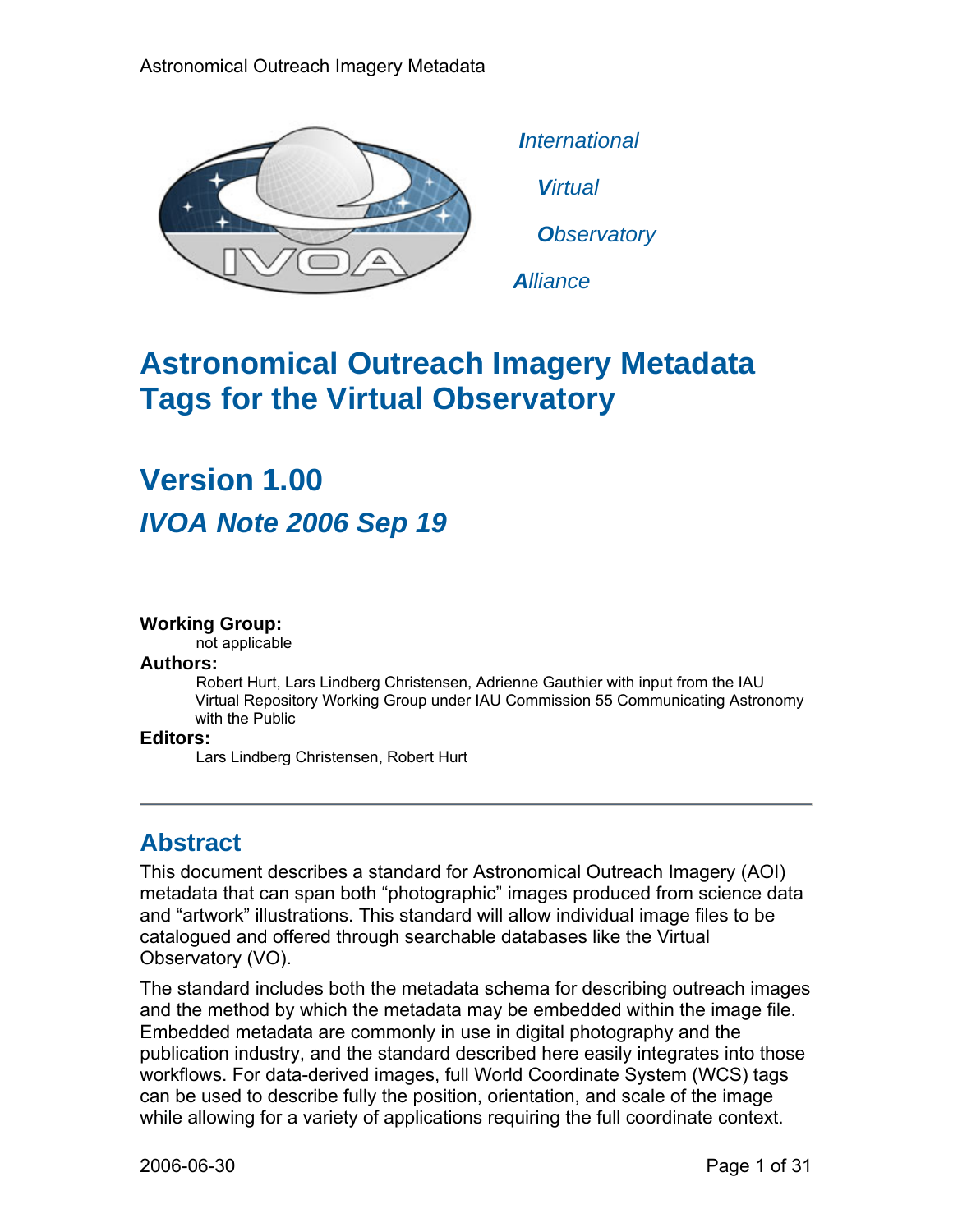*International*

*Virtual*

*Observatory*

*Alliance*

# Astronomical Outreach Imagery Metadata Tags for the Virtual Observatory

## Version 1.00

### *IVOA Note 2006 Sep 19*

**Working Group:**
not applicable

**Authors:**
Robert Hurt, Lars Lindberg Christensen, Adrienne Gauthier with input from the IAU Virtual Repository Working Group under IAU Commission 55 Communicating Astronomy with the Public

**Editors:**
Lars Lindberg Christensen, Robert Hurt

---

## Abstract

This document describes a standard for Astronomical Outreach Imagery (AOI) metadata that can span both "photographic" images produced from science data and "artwork" illustrations. This standard will allow individual image files to be catalogued and offered through searchable databases like the Virtual Observatory (VO).

The standard includes both the metadata schema for describing outreach images and the method by which the metadata may be embedded within the image file. Embedded metadata are commonly in use in digital photography and the publication industry, and the standard described here easily integrates into those workflows. For data-derived images, full World Coordinate System (WCS) tags can be used to describe fully the position, orientation, and scale of the image while allowing for a variety of applications requiring the full coordinate context.

2006-06-30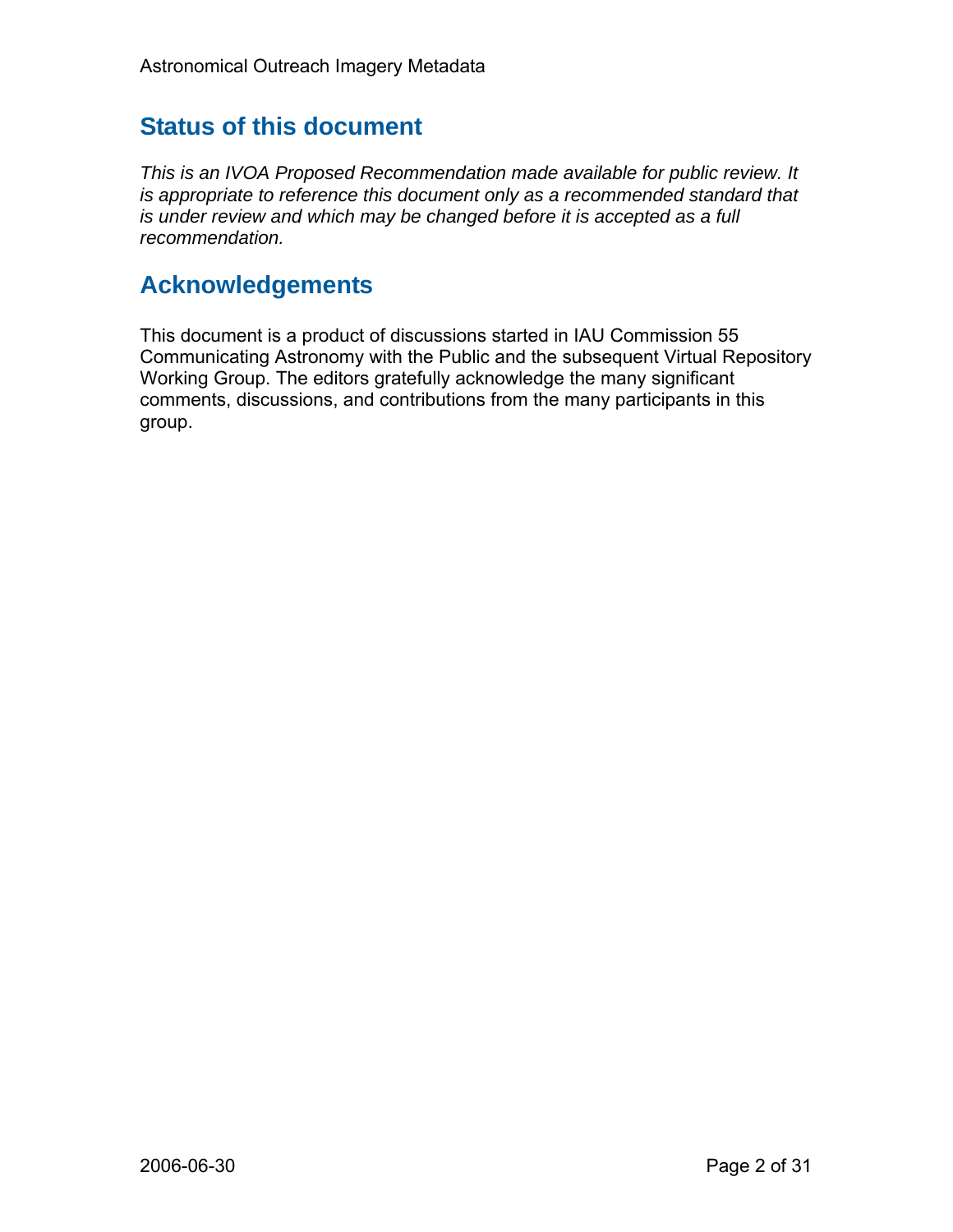## Status of this document

*This is an IVOA Proposed Recommendation made available for public review. It is appropriate to reference this document only as a recommended standard that is under review and which may be changed before it is accepted as a full recommendation.*

## Acknowledgements

This document is a product of discussions started in IAU Commission 55 Communicating Astronomy with the Public and the subsequent Virtual Repository Working Group. The editors gratefully acknowledge the many significant comments, discussions, and contributions from the many participants in this group.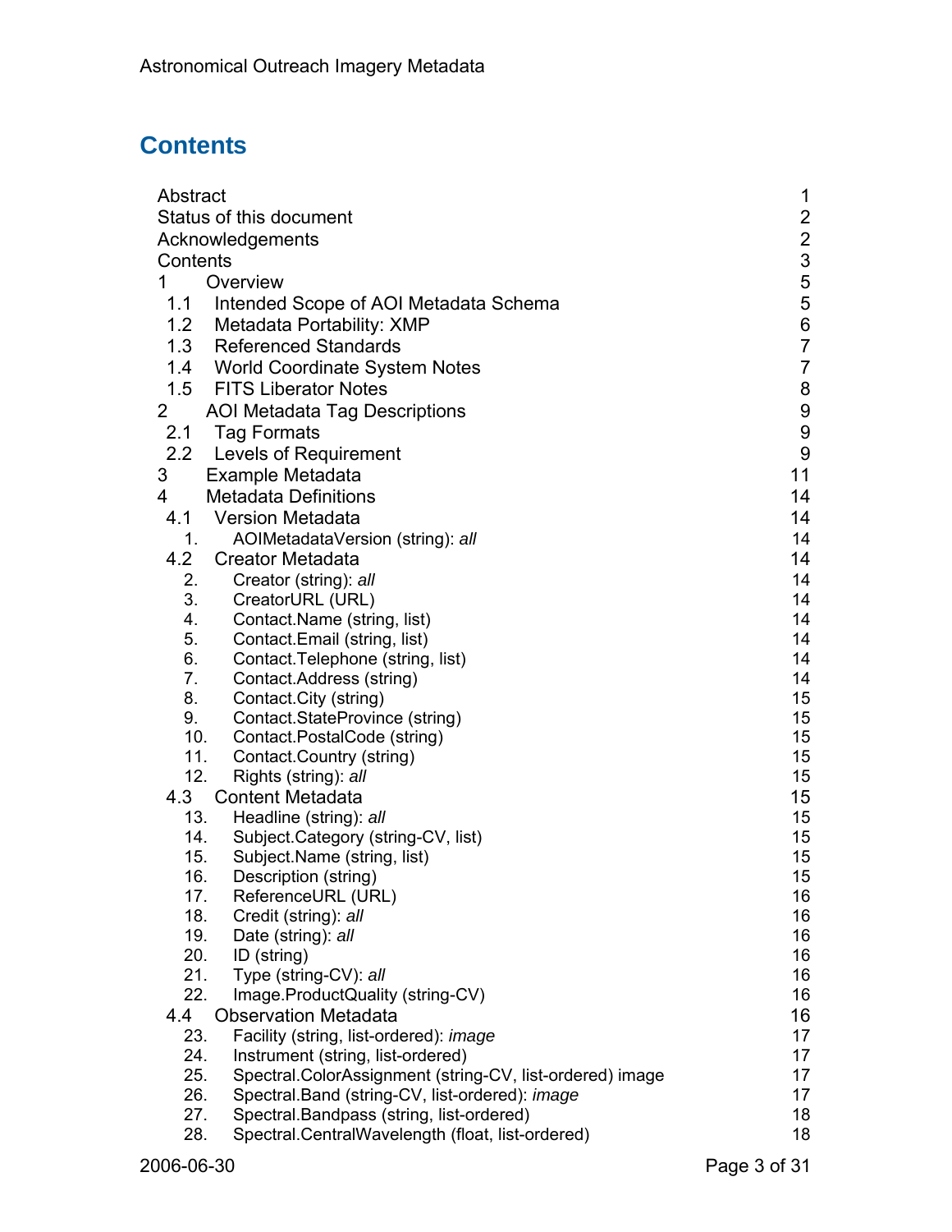# Contents

| | | |
|---|---|---|
| Abstract | | 1 |
| Status of this document | | 2 |
| Acknowledgements | | 2 |
| Contents | | 3 |
| 1 | Overview | 5 |
| 1.1 | Intended Scope of AOI Metadata Schema | 5 |
| 1.2 | Metadata Portability: XMP | 6 |
| 1.3 | Referenced Standards | 7 |
| 1.4 | World Coordinate System Notes | 7 |
| 1.5 | FITS Liberator Notes | 8 |
| 2 | AOI Metadata Tag Descriptions | 9 |
| 2.1 | Tag Formats | 9 |
| 2.2 | Levels of Requirement | 9 |
| 3 | Example Metadata | 11 |
| 4 | Metadata Definitions | 14 |
| 4.1 | Version Metadata | 14 |
| 1. | AOIMetadataVersion (string): *all* | 14 |
| 4.2 | Creator Metadata | 14 |
| 2. | Creator (string): *all* | 14 |
| 3. | CreatorURL (URL) | 14 |
| 4. | Contact.Name (string, list) | 14 |
| 5. | Contact.Email (string, list) | 14 |
| 6. | Contact.Telephone (string, list) | 14 |
| 7. | Contact.Address (string) | 14 |
| 8. | Contact.City (string) | 15 |
| 9. | Contact.StateProvince (string) | 15 |
| 10. | Contact.PostalCode (string) | 15 |
| 11. | Contact.Country (string) | 15 |
| 12. | Rights (string): *all* | 15 |
| 4.3 | Content Metadata | 15 |
| 13. | Headline (string): *all* | 15 |
| 14. | Subject.Category (string-CV, list) | 15 |
| 15. | Subject.Name (string, list) | 15 |
| 16. | Description (string) | 15 |
| 17. | ReferenceURL (URL) | 16 |
| 18. | Credit (string): *all* | 16 |
| 19. | Date (string): *all* | 16 |
| 20. | ID (string) | 16 |
| 21. | Type (string-CV): *all* | 16 |
| 22. | Image.ProductQuality (string-CV) | 16 |
| 4.4 | Observation Metadata | 16 |
| 23. | Facility (string, list-ordered): *image* | 17 |
| 24. | Instrument (string, list-ordered) | 17 |
| 25. | Spectral.ColorAssignment (string-CV, list-ordered) image | 17 |
| 26. | Spectral.Band (string-CV, list-ordered): *image* | 17 |
| 27. | Spectral.Bandpass (string, list-ordered) | 18 |
| 28. | Spectral.CentralWavelength (float, list-ordered) | 18 |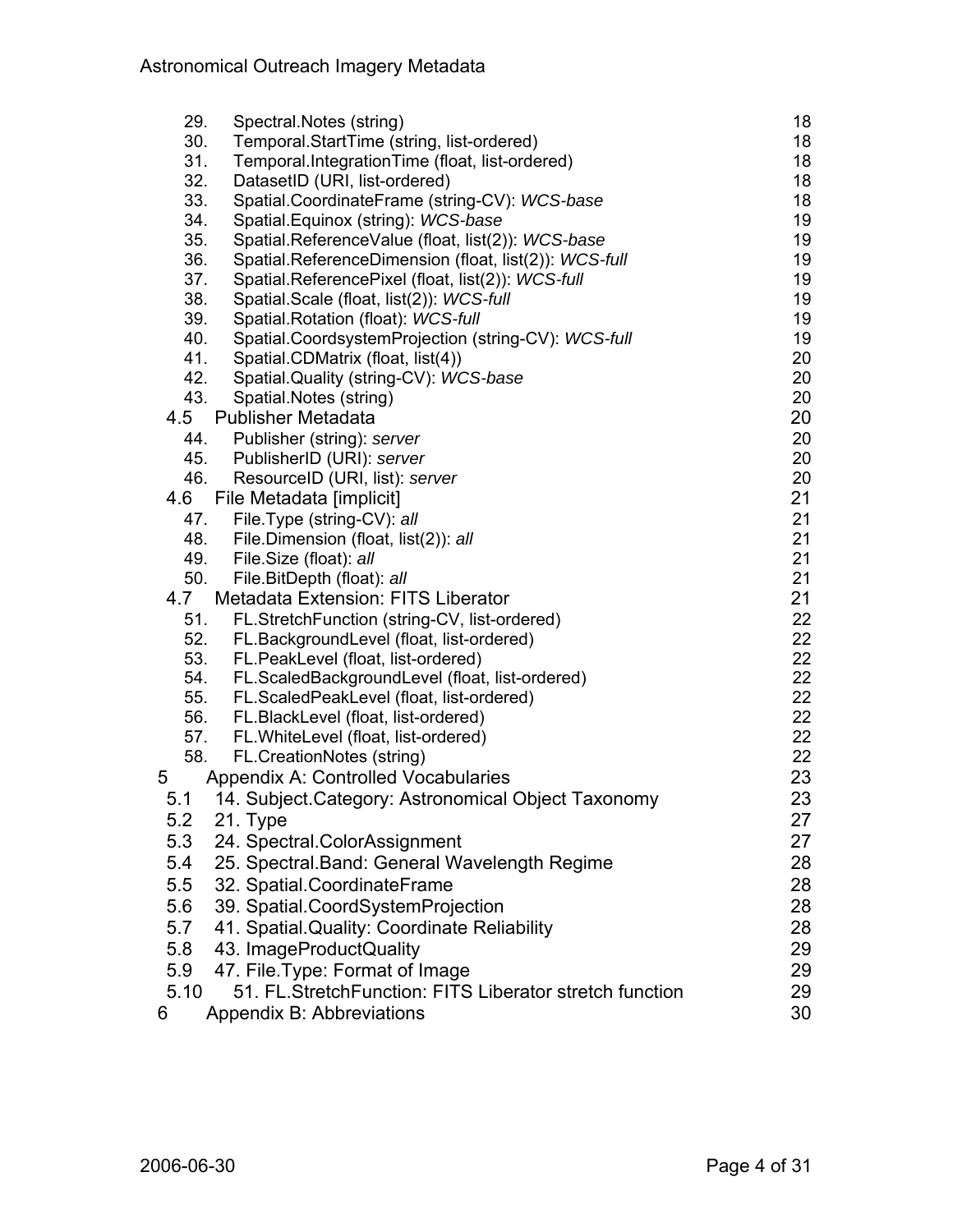| | | |
|---|---|---|
| 29. | Spectral.Notes (string) | 18 |
| 30. | Temporal.StartTime (string, list-ordered) | 18 |
| 31. | Temporal.IntegrationTime (float, list-ordered) | 18 |
| 32. | DatasetID (URI, list-ordered) | 18 |
| 33. | Spatial.CoordinateFrame (string-CV): *WCS-base* | 18 |
| 34. | Spatial.Equinox (string): *WCS-base* | 19 |
| 35. | Spatial.ReferenceValue (float, list(2)): *WCS-base* | 19 |
| 36. | Spatial.ReferenceDimension (float, list(2)): *WCS-full* | 19 |
| 37. | Spatial.ReferencePixel (float, list(2)): *WCS-full* | 19 |
| 38. | Spatial.Scale (float, list(2)): *WCS-full* | 19 |
| 39. | Spatial.Rotation (float): *WCS-full* | 19 |
| 40. | Spatial.CoordsystemProjection (string-CV): *WCS-full* | 19 |
| 41. | Spatial.CDMatrix (float, list(4)) | 20 |
| 42. | Spatial.Quality (string-CV): *WCS-base* | 20 |
| 43. | Spatial.Notes (string) | 20 |
| 4.5 | Publisher Metadata | 20 |
| 44. | Publisher (string): *server* | 20 |
| 45. | PublisherID (URI): *server* | 20 |
| 46. | ResourceID (URI, list): *server* | 20 |
| 4.6 | File Metadata [implicit] | 21 |
| 47. | File.Type (string-CV): *all* | 21 |
| 48. | File.Dimension (float, list(2)): *all* | 21 |
| 49. | File.Size (float): *all* | 21 |
| 50. | File.BitDepth (float): *all* | 21 |
| 4.7 | Metadata Extension: FITS Liberator | 21 |
| 51. | FL.StretchFunction (string-CV, list-ordered) | 22 |
| 52. | FL.BackgroundLevel (float, list-ordered) | 22 |
| 53. | FL.PeakLevel (float, list-ordered) | 22 |
| 54. | FL.ScaledBackgroundLevel (float, list-ordered) | 22 |
| 55. | FL.ScaledPeakLevel (float, list-ordered) | 22 |
| 56. | FL.BlackLevel (float, list-ordered) | 22 |
| 57. | FL.WhiteLevel (float, list-ordered) | 22 |
| 58. | FL.CreationNotes (string) | 22 |
| 5 | Appendix A: Controlled Vocabularies | 23 |
| 5.1 | 14. Subject.Category: Astronomical Object Taxonomy | 23 |
| 5.2 | 21. Type | 27 |
| 5.3 | 24. Spectral.ColorAssignment | 27 |
| 5.4 | 25. Spectral.Band: General Wavelength Regime | 28 |
| 5.5 | 32. Spatial.CoordinateFrame | 28 |
| 5.6 | 39. Spatial.CoordSystemProjection | 28 |
| 5.7 | 41. Spatial.Quality: Coordinate Reliability | 28 |
| 5.8 | 43. ImageProductQuality | 29 |
| 5.9 | 47. File.Type: Format of Image | 29 |
| 5.10 | 51. FL.StretchFunction: FITS Liberator stretch function | 29 |
| 6 | Appendix B: Abbreviations | 30 |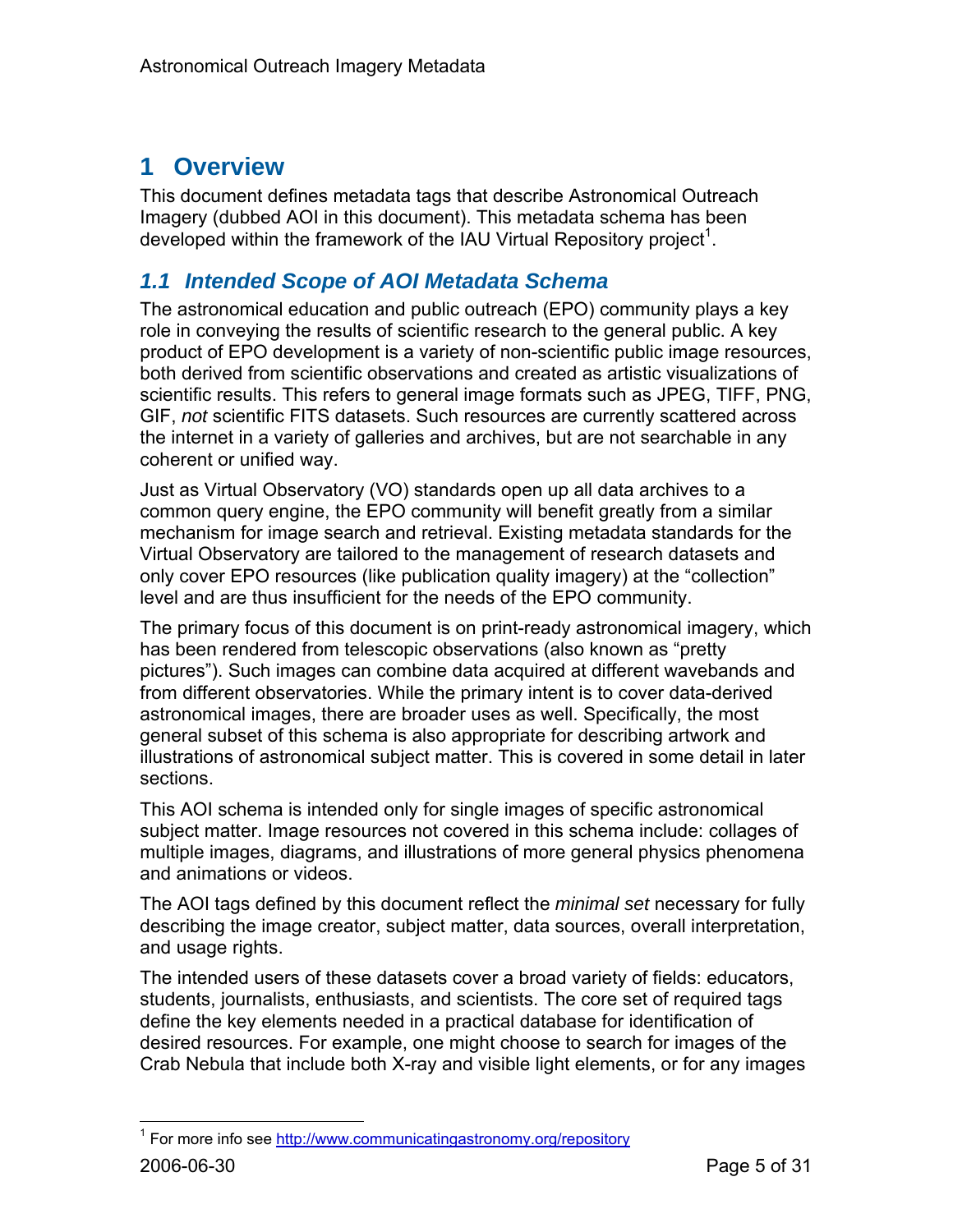# 1 Overview

This document defines metadata tags that describe Astronomical Outreach Imagery (dubbed AOI in this document). This metadata schema has been developed within the framework of the IAU Virtual Repository project[1].

## 1.1 Intended Scope of AOI Metadata Schema

The astronomical education and public outreach (EPO) community plays a key role in conveying the results of scientific research to the general public. A key product of EPO development is a variety of non-scientific public image resources, both derived from scientific observations and created as artistic visualizations of scientific results. This refers to general image formats such as JPEG, TIFF, PNG, GIF, *not* scientific FITS datasets. Such resources are currently scattered across the internet in a variety of galleries and archives, but are not searchable in any coherent or unified way.

Just as Virtual Observatory (VO) standards open up all data archives to a common query engine, the EPO community will benefit greatly from a similar mechanism for image search and retrieval. Existing metadata standards for the Virtual Observatory are tailored to the management of research datasets and only cover EPO resources (like publication quality imagery) at the “collection” level and are thus insufficient for the needs of the EPO community.

The primary focus of this document is on print-ready astronomical imagery, which has been rendered from telescopic observations (also known as “pretty pictures”). Such images can combine data acquired at different wavebands and from different observatories. While the primary intent is to cover data-derived astronomical images, there are broader uses as well. Specifically, the most general subset of this schema is also appropriate for describing artwork and illustrations of astronomical subject matter. This is covered in some detail in later sections.

This AOI schema is intended only for single images of specific astronomical subject matter. Image resources not covered in this schema include: collages of multiple images, diagrams, and illustrations of more general physics phenomena and animations or videos.

The AOI tags defined by this document reflect the *minimal set* necessary for fully describing the image creator, subject matter, data sources, overall interpretation, and usage rights.

The intended users of these datasets cover a broad variety of fields: educators, students, journalists, enthusiasts, and scientists. The core set of required tags define the key elements needed in a practical database for identification of desired resources. For example, one might choose to search for images of the Crab Nebula that include both X-ray and visible light elements, or for any images

[1] For more info see http://www.communicatingastronomy.org/repository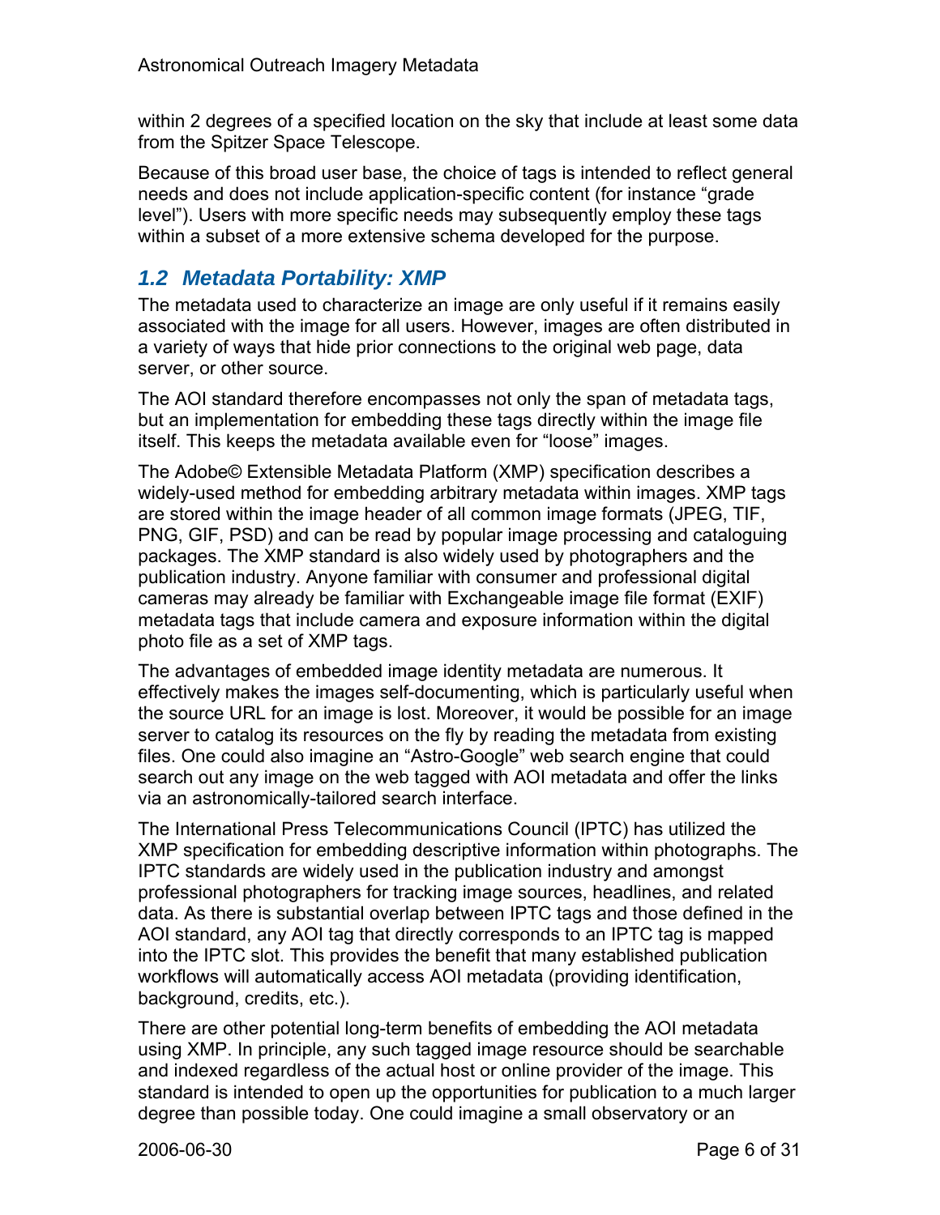within 2 degrees of a specified location on the sky that include at least some data from the Spitzer Space Telescope.

Because of this broad user base, the choice of tags is intended to reflect general needs and does not include application-specific content (for instance “grade level”). Users with more specific needs may subsequently employ these tags within a subset of a more extensive schema developed for the purpose.

## *1.2 Metadata Portability: XMP*

The metadata used to characterize an image are only useful if it remains easily associated with the image for all users. However, images are often distributed in a variety of ways that hide prior connections to the original web page, data server, or other source.

The AOI standard therefore encompasses not only the span of metadata tags, but an implementation for embedding these tags directly within the image file itself. This keeps the metadata available even for “loose” images.

The Adobe© Extensible Metadata Platform (XMP) specification describes a widely-used method for embedding arbitrary metadata within images. XMP tags are stored within the image header of all common image formats (JPEG, TIF, PNG, GIF, PSD) and can be read by popular image processing and cataloguing packages. The XMP standard is also widely used by photographers and the publication industry. Anyone familiar with consumer and professional digital cameras may already be familiar with Exchangeable image file format (EXIF) metadata tags that include camera and exposure information within the digital photo file as a set of XMP tags.

The advantages of embedded image identity metadata are numerous. It effectively makes the images self-documenting, which is particularly useful when the source URL for an image is lost. Moreover, it would be possible for an image server to catalog its resources on the fly by reading the metadata from existing files. One could also imagine an “Astro-Google” web search engine that could search out any image on the web tagged with AOI metadata and offer the links via an astronomically-tailored search interface.

The International Press Telecommunications Council (IPTC) has utilized the XMP specification for embedding descriptive information within photographs. The IPTC standards are widely used in the publication industry and amongst professional photographers for tracking image sources, headlines, and related data. As there is substantial overlap between IPTC tags and those defined in the AOI standard, any AOI tag that directly corresponds to an IPTC tag is mapped into the IPTC slot. This provides the benefit that many established publication workflows will automatically access AOI metadata (providing identification, background, credits, etc.).

There are other potential long-term benefits of embedding the AOI metadata using XMP. In principle, any such tagged image resource should be searchable and indexed regardless of the actual host or online provider of the image. This standard is intended to open up the opportunities for publication to a much larger degree than possible today. One could imagine a small observatory or an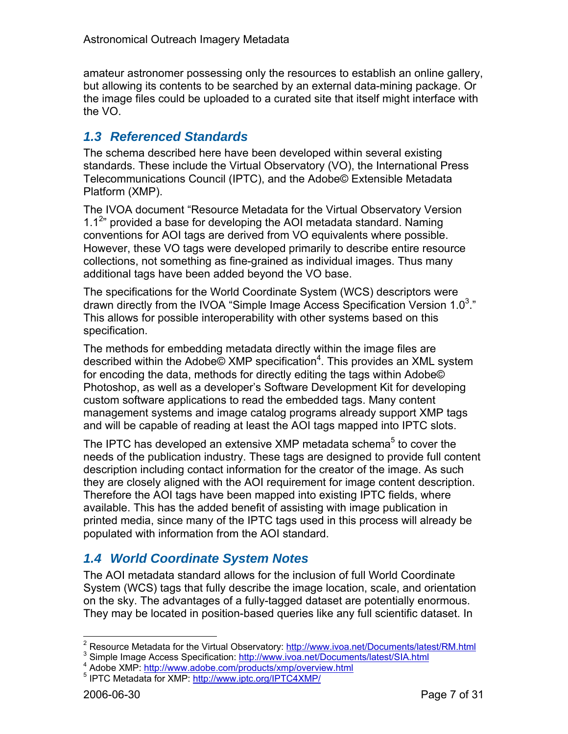amateur astronomer possessing only the resources to establish an online gallery, but allowing its contents to be searched by an external data-mining package. Or the image files could be uploaded to a curated site that itself might interface with the VO.

## 1.3 Referenced Standards

The schema described here have been developed within several existing standards. These include the Virtual Observatory (VO), the International Press Telecommunications Council (IPTC), and the Adobe© Extensible Metadata Platform (XMP).

The IVOA document "Resource Metadata for the Virtual Observatory Version 1.1[2]" provided a base for developing the AOI metadata standard. Naming conventions for AOI tags are derived from VO equivalents where possible. However, these VO tags were developed primarily to describe entire resource collections, not something as fine-grained as individual images. Thus many additional tags have been added beyond the VO base.

The specifications for the World Coordinate System (WCS) descriptors were drawn directly from the IVOA "Simple Image Access Specification Version 1.0[3]." This allows for possible interoperability with other systems based on this specification.

The methods for embedding metadata directly within the image files are described within the Adobe© XMP specification[4]. This provides an XML system for encoding the data, methods for directly editing the tags within Adobe© Photoshop, as well as a developer's Software Development Kit for developing custom software applications to read the embedded tags. Many content management systems and image catalog programs already support XMP tags and will be capable of reading at least the AOI tags mapped into IPTC slots.

The IPTC has developed an extensive XMP metadata schema[5] to cover the needs of the publication industry. These tags are designed to provide full content description including contact information for the creator of the image. As such they are closely aligned with the AOI requirement for image content description. Therefore the AOI tags have been mapped into existing IPTC fields, where available. This has the added benefit of assisting with image publication in printed media, since many of the IPTC tags used in this process will already be populated with information from the AOI standard.

## 1.4 World Coordinate System Notes

The AOI metadata standard allows for the inclusion of full World Coordinate System (WCS) tags that fully describe the image location, scale, and orientation on the sky. The advantages of a fully-tagged dataset are potentially enormous. They may be located in position-based queries like any full scientific dataset. In

---

[2] Resource Metadata for the Virtual Observatory: http://www.ivoa.net/Documents/latest/RM.html

[3] Simple Image Access Specification: http://www.ivoa.net/Documents/latest/SIA.html

[4] Adobe XMP: http://www.adobe.com/products/xmp/overview.html

[5] IPTC Metadata for XMP: http://www.iptc.org/IPTC4XMP/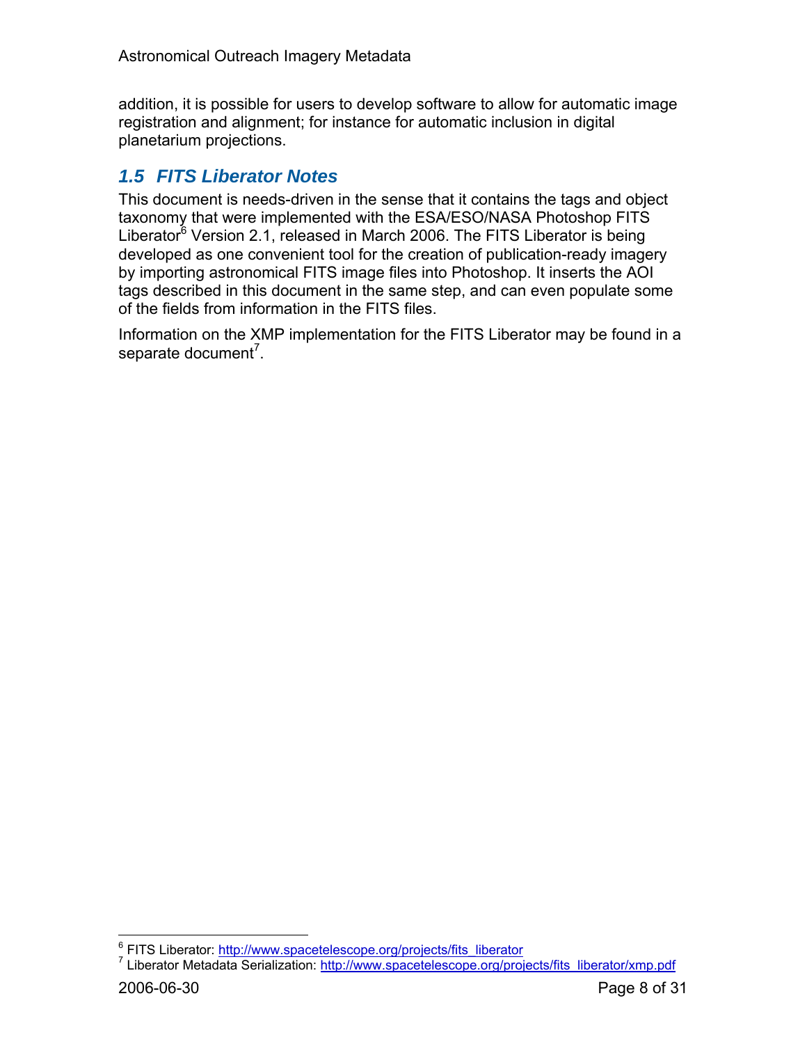addition, it is possible for users to develop software to allow for automatic image registration and alignment; for instance for automatic inclusion in digital planetarium projections.

## 1.5 FITS Liberator Notes

This document is needs-driven in the sense that it contains the tags and object taxonomy that were implemented with the ESA/ESO/NASA Photoshop FITS Liberator[6] Version 2.1, released in March 2006. The FITS Liberator is being developed as one convenient tool for the creation of publication-ready imagery by importing astronomical FITS image files into Photoshop. It inserts the AOI tags described in this document in the same step, and can even populate some of the fields from information in the FITS files.

Information on the XMP implementation for the FITS Liberator may be found in a separate document[7].

---

[6] FITS Liberator: http://www.spacetelescope.org/projects/fits_liberator

[7] Liberator Metadata Serialization: http://www.spacetelescope.org/projects/fits_liberator/xmp.pdf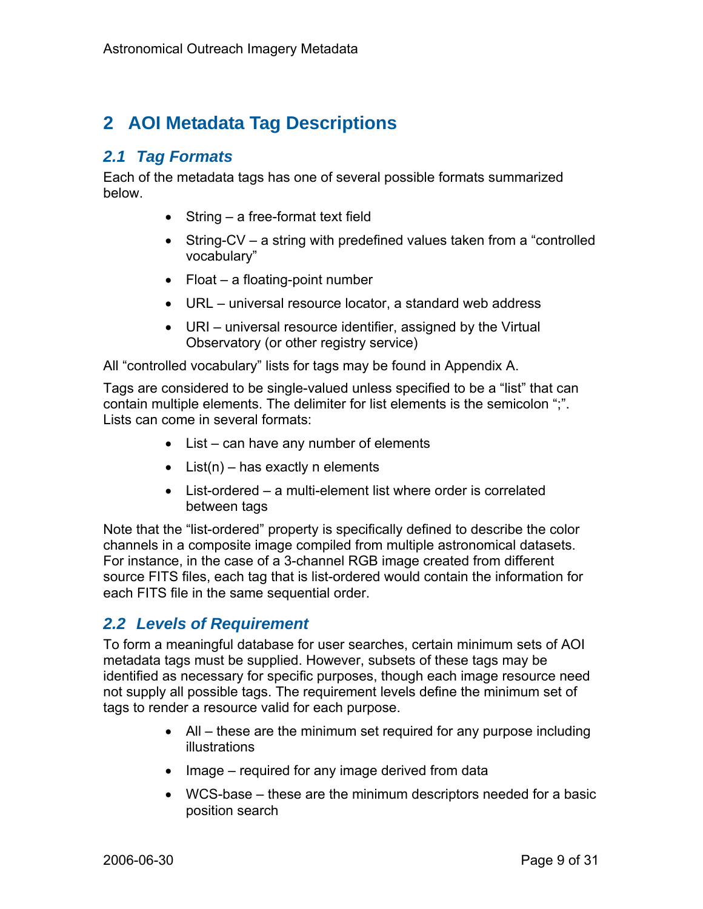# 2 AOI Metadata Tag Descriptions

## *2.1 Tag Formats*

Each of the metadata tags has one of several possible formats summarized below.

- String – a free-format text field
- String-CV – a string with predefined values taken from a “controlled vocabulary”
- Float – a floating-point number
- URL – universal resource locator, a standard web address
- URI – universal resource identifier, assigned by the Virtual Observatory (or other registry service)

All “controlled vocabulary” lists for tags may be found in Appendix A.

Tags are considered to be single-valued unless specified to be a “list” that can contain multiple elements. The delimiter for list elements is the semicolon “;”. Lists can come in several formats:

- List – can have any number of elements
- List(n) – has exactly n elements
- List-ordered – a multi-element list where order is correlated between tags

Note that the “list-ordered” property is specifically defined to describe the color channels in a composite image compiled from multiple astronomical datasets. For instance, in the case of a 3-channel RGB image created from different source FITS files, each tag that is list-ordered would contain the information for each FITS file in the same sequential order.

## *2.2 Levels of Requirement*

To form a meaningful database for user searches, certain minimum sets of AOI metadata tags must be supplied. However, subsets of these tags may be identified as necessary for specific purposes, though each image resource need not supply all possible tags. The requirement levels define the minimum set of tags to render a resource valid for each purpose.

- All – these are the minimum set required for any purpose including illustrations
- Image – required for any image derived from data
- WCS-base – these are the minimum descriptors needed for a basic position search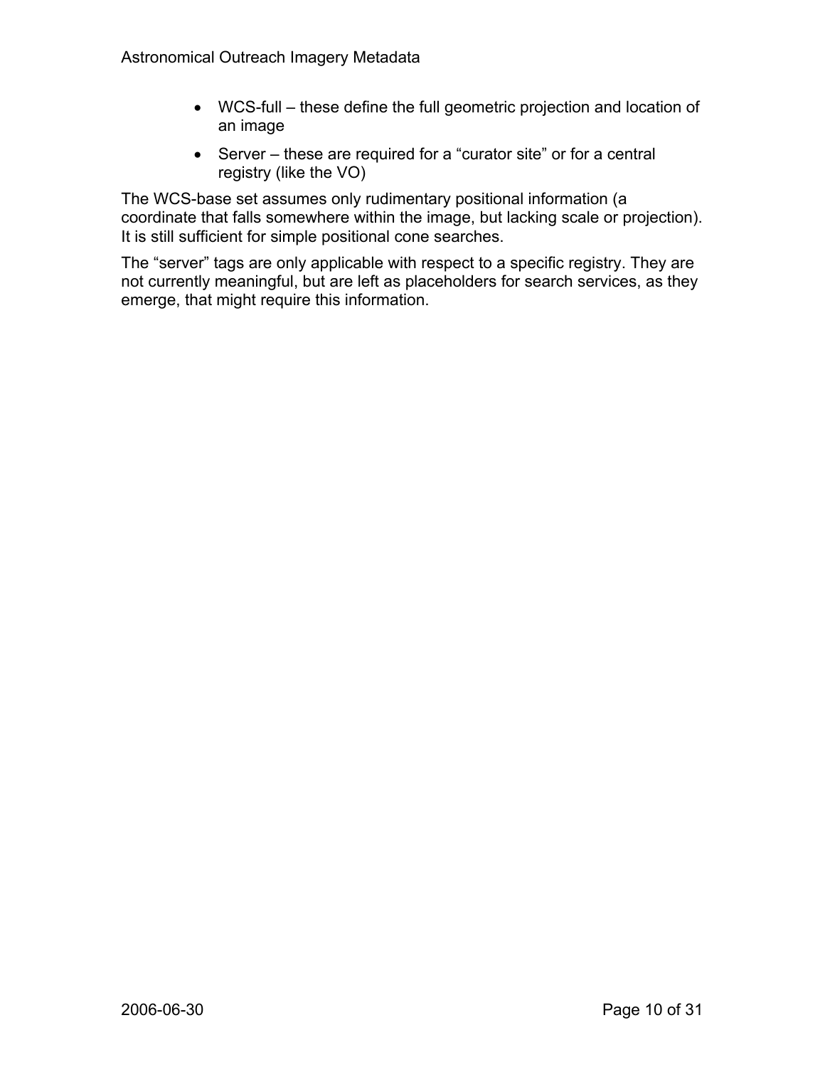- WCS-full – these define the full geometric projection and location of an image
- Server – these are required for a "curator site" or for a central registry (like the VO)

The WCS-base set assumes only rudimentary positional information (a coordinate that falls somewhere within the image, but lacking scale or projection). It is still sufficient for simple positional cone searches.

The "server" tags are only applicable with respect to a specific registry. They are not currently meaningful, but are left as placeholders for search services, as they emerge, that might require this information.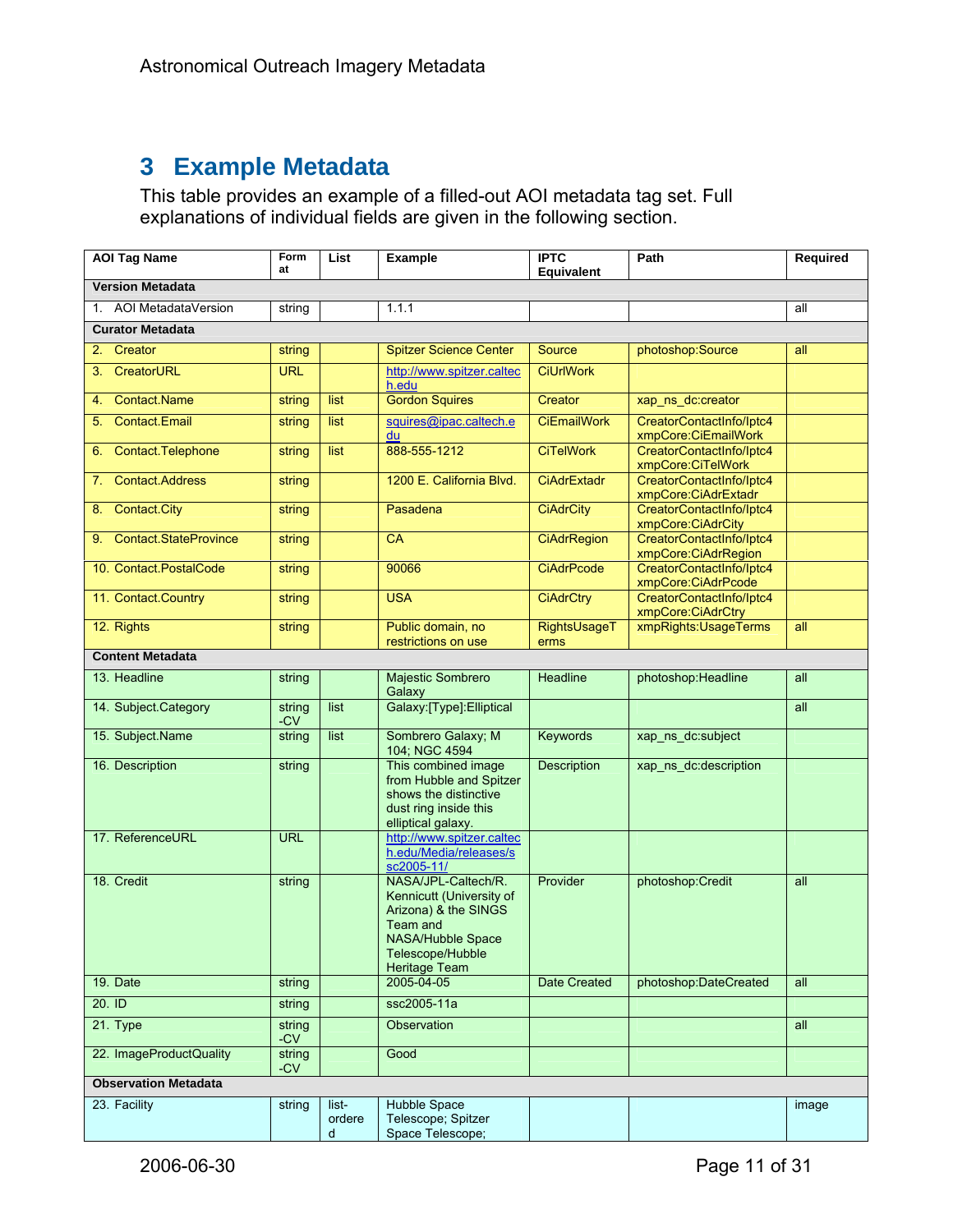# 3 Example Metadata

This table provides an example of a filled-out AOI metadata tag set. Full explanations of individual fields are given in the following section.

| AOI Tag Name | Format | List | Example | IPTC Equivalent | Path | Required |
|---|---|---|---|---|---|---|
| **Version Metadata** | | | | | | |
| 1. AOI MetadataVersion | string | | 1.1.1 | | | all |
| **Curator Metadata** | | | | | | |
| 2. Creator | string | | Spitzer Science Center | Source | photoshop:Source | all |
| 3. CreatorURL | URL | | http://www.spitzer.caltech.edu | CiUrlWork | | |
| 4. Contact.Name | string | list | Gordon Squires | Creator | xap_ns_dc:creator | |
| 5. Contact.Email | string | list | squires@ipac.caltech.edu | CiEmailWork | CreatorContactInfo/Iptc4xmpCore:CiEmailWork | |
| 6. Contact.Telephone | string | list | 888-555-1212 | CiTelWork | CreatorContactInfo/Iptc4xmpCore:CiTelWork | |
| 7. Contact.Address | string | | 1200 E. California Blvd. | CiAdrExtadr | CreatorContactInfo/Iptc4xmpCore:CiAdrExtadr | |
| 8. Contact.City | string | | Pasadena | CiAdrCity | CreatorContactInfo/Iptc4xmpCore:CiAdrCity | |
| 9. Contact.StateProvince | string | | CA | CiAdrRegion | CreatorContactInfo/Iptc4xmpCore:CiAdrRegion | |
| 10. Contact.PostalCode | string | | 90066 | CiAdrPcode | CreatorContactInfo/Iptc4xmpCore:CiAdrPcode | |
| 11. Contact.Country | string | | USA | CiAdrCtry | CreatorContactInfo/Iptc4xmpCore:CiAdrCtry | |
| 12. Rights | string | | Public domain, no restrictions on use | RightsUsageTerms | xmpRights:UsageTerms | all |
| **Content Metadata** | | | | | | |
| 13. Headline | string | | Majestic Sombrero Galaxy | Headline | photoshop:Headline | all |
| 14. Subject.Category | string-CV | list | Galaxy:[Type]:Elliptical | | | all |
| 15. Subject.Name | string | list | Sombrero Galaxy; M 104; NGC 4594 | Keywords | xap_ns_dc:subject | |
| 16. Description | string | | This combined image from Hubble and Spitzer shows the distinctive dust ring inside this elliptical galaxy. | Description | xap_ns_dc:description | |
| 17. ReferenceURL | URL | | http://www.spitzer.caltech.edu/Media/releases/ssc2005-11/ | | | |
| 18. Credit | string | | NASA/JPL-Caltech/R. Kennicutt (University of Arizona) & the SINGS Team and NASA/Hubble Space Telescope/Hubble Heritage Team | Provider | photoshop:Credit | all |
| 19. Date | string | | 2005-04-05 | Date Created | photoshop:DateCreated | all |
| 20. ID | string | | ssc2005-11a | | | |
| 21. Type | string-CV | | Observation | | | all |
| 22. ImageProductQuality | string-CV | | Good | | | |
| **Observation Metadata** | | | | | | |
| 23. Facility | string | list-ordered | Hubble Space Telescope; Spitzer Space Telescope; | | | image |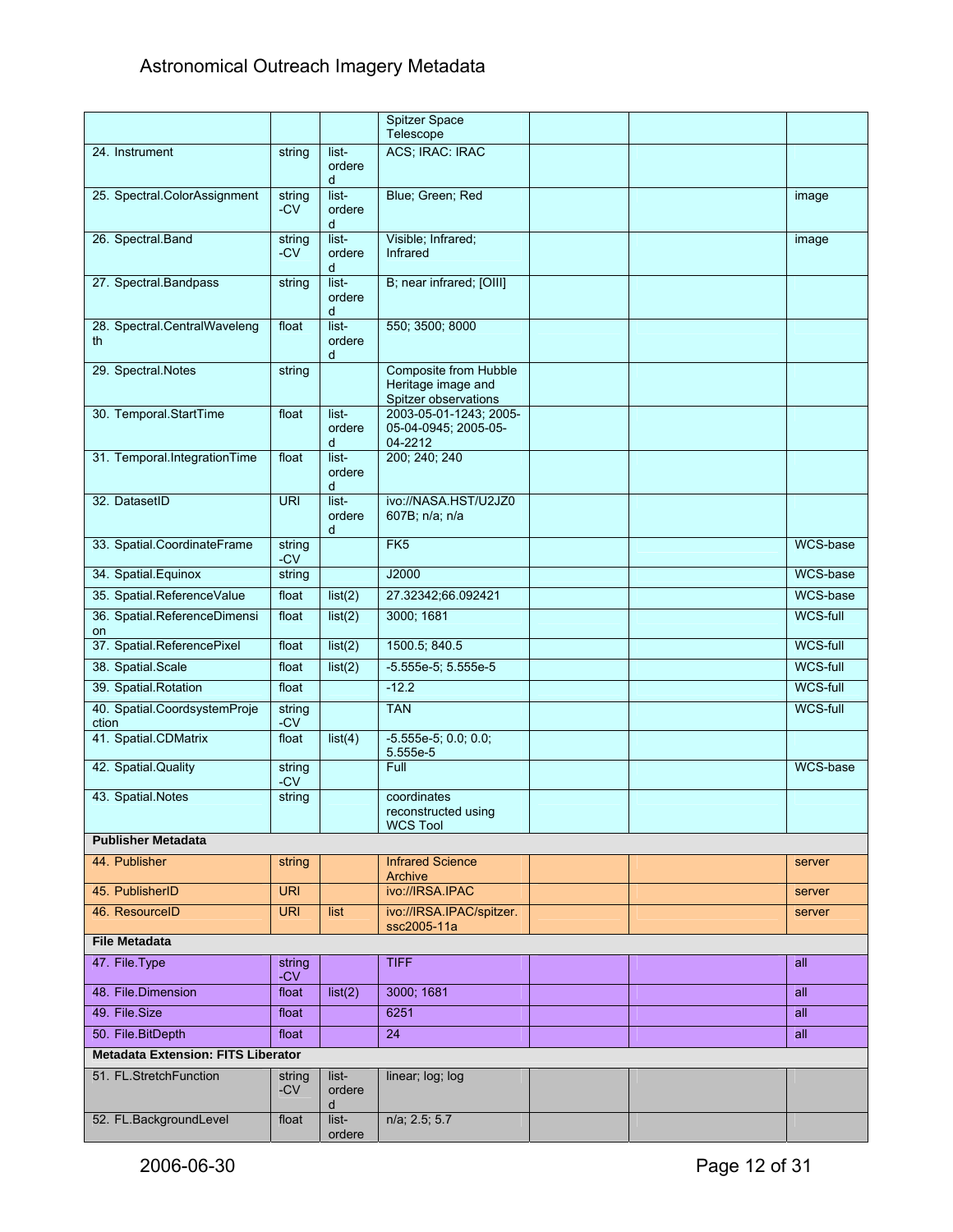| | | | | | | |
|---|---|---|---|---|---|---|
| | | | Spitzer Space Telescope | | | |
| 24. Instrument | string | list-ordered | ACS; IRAC: IRAC | | | |
| 25. Spectral.ColorAssignment | string-CV | list-ordered | Blue; Green; Red | | | image |
| 26. Spectral.Band | string-CV | list-ordered | Visible; Infrared; Infrared | | | image |
| 27. Spectral.Bandpass | string | list-ordered | B; near infrared; [OIII] | | | |
| 28. Spectral.CentralWavelength | float | list-ordered | 550; 3500; 8000 | | | |
| 29. Spectral.Notes | string | | Composite from Hubble Heritage image and Spitzer observations | | | |
| 30. Temporal.StartTime | float | list-ordered | 2003-05-01-1243; 2005-05-04-0945; 2005-05-04-2212 | | | |
| 31. Temporal.IntegrationTime | float | list-ordered | 200; 240; 240 | | | |
| 32. DatasetID | URI | list-ordered | ivo://NASA.HST/U2JZ0607B; n/a; n/a | | | |
| 33. Spatial.CoordinateFrame | string-CV | | FK5 | | | WCS-base |
| 34. Spatial.Equinox | string | | J2000 | | | WCS-base |
| 35. Spatial.ReferenceValue | float | list(2) | 27.32342;66.092421 | | | WCS-base |
| 36. Spatial.ReferenceDimension | float | list(2) | 3000; 1681 | | | WCS-full |
| 37. Spatial.ReferencePixel | float | list(2) | 1500.5; 840.5 | | | WCS-full |
| 38. Spatial.Scale | float | list(2) | -5.555e-5; 5.555e-5 | | | WCS-full |
| 39. Spatial.Rotation | float | | -12.2 | | | WCS-full |
| 40. Spatial.CoordsystemProjection | string-CV | | TAN | | | WCS-full |
| 41. Spatial.CDMatrix | float | list(4) | -5.555e-5; 0.0; 0.0; 5.555e-5 | | | |
| 42. Spatial.Quality | string-CV | | Full | | | WCS-base |
| 43. Spatial.Notes | string | | coordinates reconstructed using WCS Tool | | | |
| **Publisher Metadata** | | | | | | |
| 44. Publisher | string | | Infrared Science Archive | | | server |
| 45. PublisherID | URI | | ivo://IRSA.IPAC | | | server |
| 46. ResourceID | URI | list | ivo://IRSA.IPAC/spitzer.ssc2005-11a | | | server |
| **File Metadata** | | | | | | |
| 47. File.Type | string-CV | | TIFF | | | all |
| 48. File.Dimension | float | list(2) | 3000; 1681 | | | all |
| 49. File.Size | float | | 6251 | | | all |
| 50. File.BitDepth | float | | 24 | | | all |
| **Metadata Extension: FITS Liberator** | | | | | | |
| 51. FL.StretchFunction | string-CV | list-ordered | linear; log; log | | | |
| 52. FL.BackgroundLevel | float | list-ordere | n/a; 2.5; 5.7 | | | |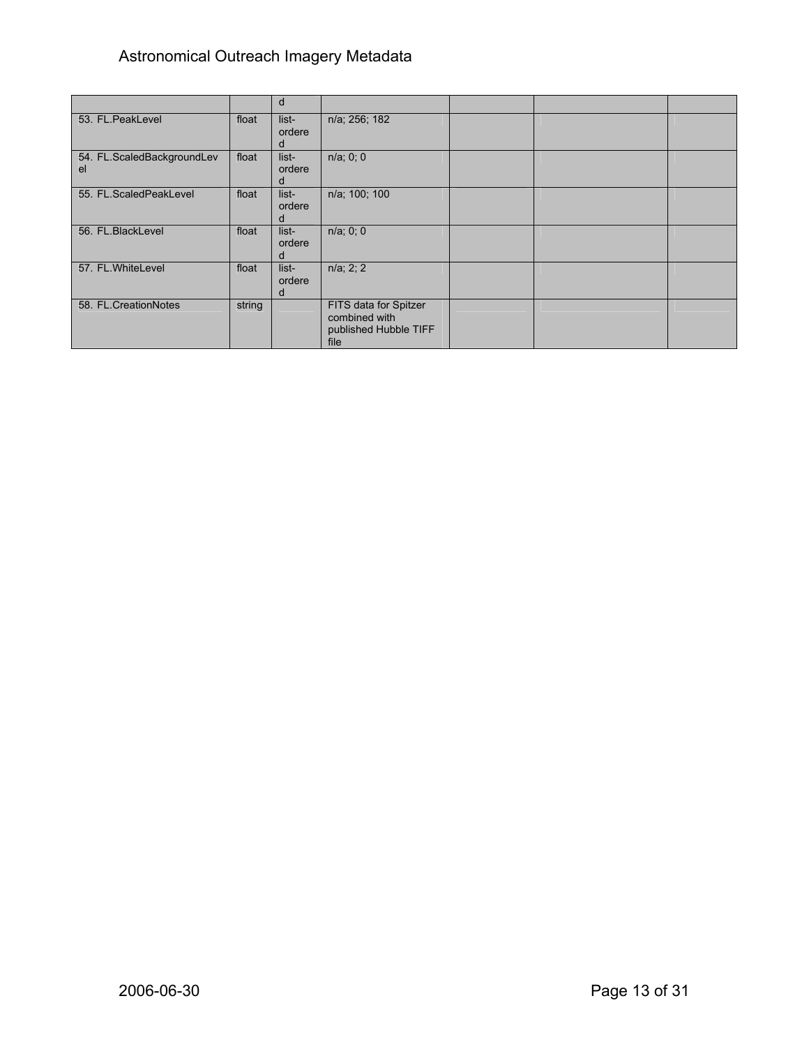| | | d | | | | |
|---|---|---|---|---|---|---|
| 53. FL.PeakLevel | float | list-ordered | n/a; 256; 182 | | | |
| 54. FL.ScaledBackgroundLevel | float | list-ordered | n/a; 0; 0 | | | |
| 55. FL.ScaledPeakLevel | float | list-ordered | n/a; 100; 100 | | | |
| 56. FL.BlackLevel | float | list-ordered | n/a; 0; 0 | | | |
| 57. FL.WhiteLevel | float | list-ordered | n/a; 2; 2 | | | |
| 58. FL.CreationNotes | string | | FITS data for Spitzer combined with published Hubble TIFF file | | | |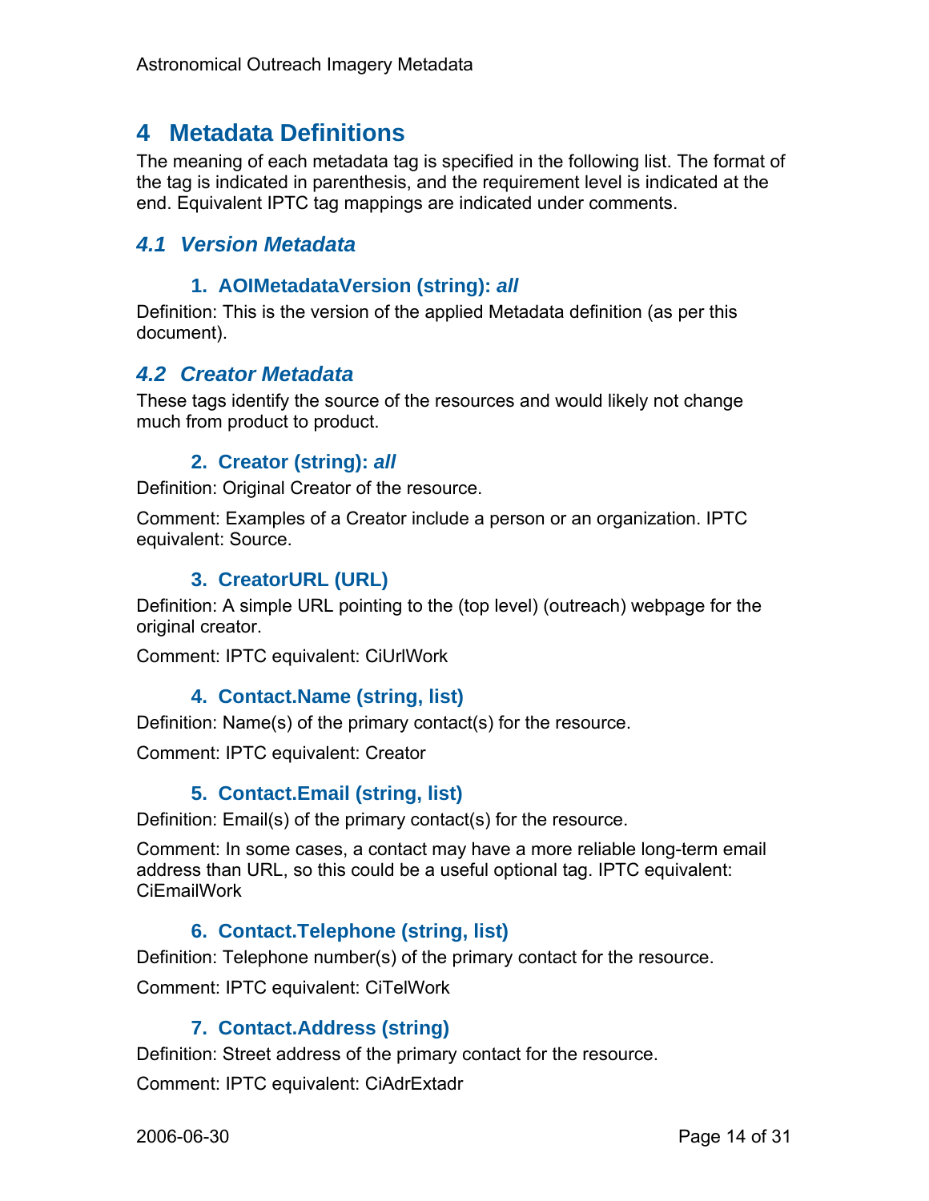# 4 Metadata Definitions

The meaning of each metadata tag is specified in the following list. The format of the tag is indicated in parenthesis, and the requirement level is indicated at the end. Equivalent IPTC tag mappings are indicated under comments.

## 4.1 Version Metadata

### 1. AOIMetadataVersion (string): *all*

Definition: This is the version of the applied Metadata definition (as per this document).

## 4.2 Creator Metadata

These tags identify the source of the resources and would likely not change much from product to product.

### 2. Creator (string): *all*

Definition: Original Creator of the resource.

Comment: Examples of a Creator include a person or an organization. IPTC equivalent: Source.

### 3. CreatorURL (URL)

Definition: A simple URL pointing to the (top level) (outreach) webpage for the original creator.

Comment: IPTC equivalent: CiUrlWork

### 4. Contact.Name (string, list)

Definition: Name(s) of the primary contact(s) for the resource.

Comment: IPTC equivalent: Creator

### 5. Contact.Email (string, list)

Definition: Email(s) of the primary contact(s) for the resource.

Comment: In some cases, a contact may have a more reliable long-term email address than URL, so this could be a useful optional tag. IPTC equivalent: CiEmailWork

### 6. Contact.Telephone (string, list)

Definition: Telephone number(s) of the primary contact for the resource.

Comment: IPTC equivalent: CiTelWork

### 7. Contact.Address (string)

Definition: Street address of the primary contact for the resource.

Comment: IPTC equivalent: CiAdrExtadr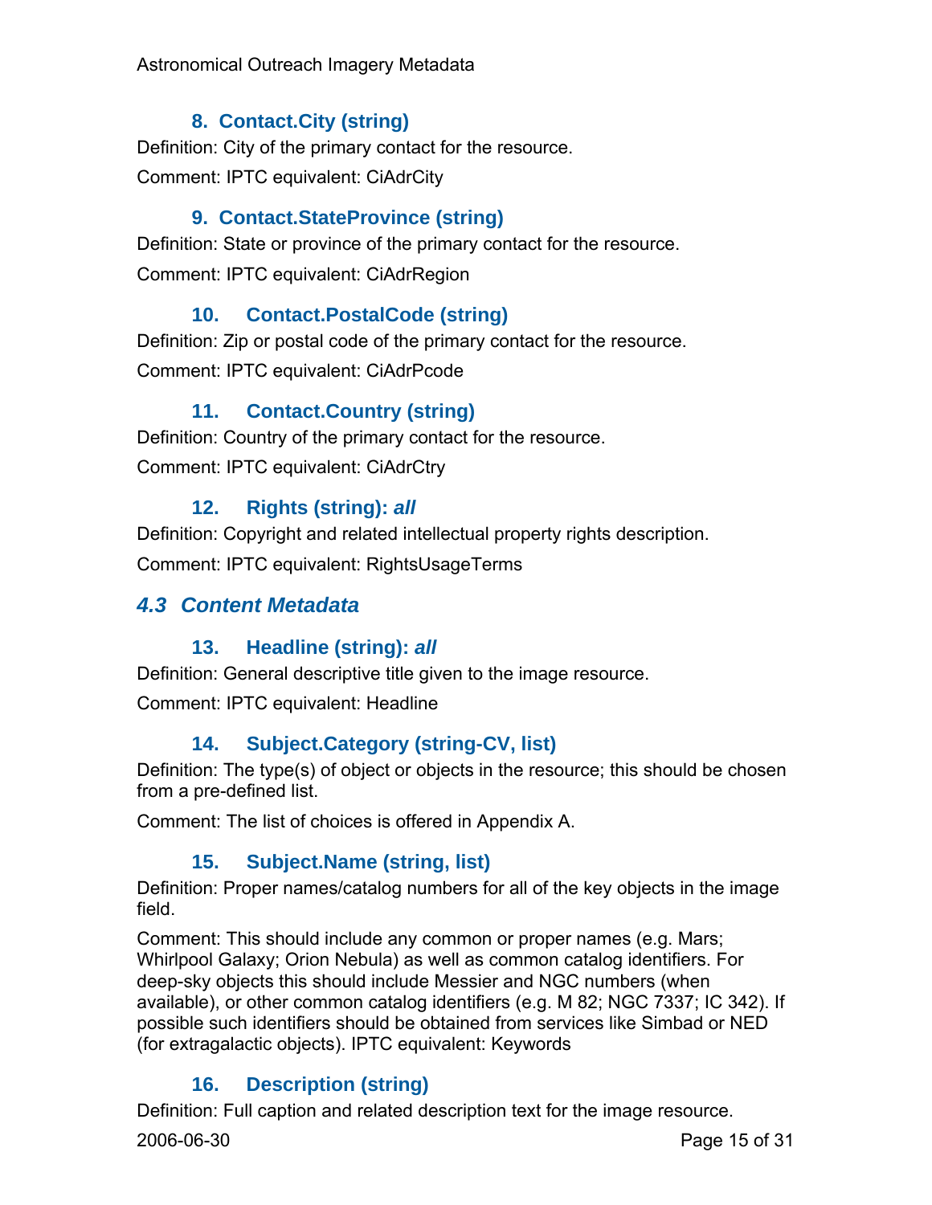### 8. Contact.City (string)

Definition: City of the primary contact for the resource.

Comment: IPTC equivalent: CiAdrCity

### 9. Contact.StateProvince (string)

Definition: State or province of the primary contact for the resource.

Comment: IPTC equivalent: CiAdrRegion

### 10. Contact.PostalCode (string)

Definition: Zip or postal code of the primary contact for the resource.

Comment: IPTC equivalent: CiAdrPcode

### 11. Contact.Country (string)

Definition: Country of the primary contact for the resource.

Comment: IPTC equivalent: CiAdrCtry

### 12. Rights (string): *all*

Definition: Copyright and related intellectual property rights description.

Comment: IPTC equivalent: RightsUsageTerms

## *4.3 Content Metadata*

### 13. Headline (string): *all*

Definition: General descriptive title given to the image resource.

Comment: IPTC equivalent: Headline

### 14. Subject.Category (string-CV, list)

Definition: The type(s) of object or objects in the resource; this should be chosen from a pre-defined list.

Comment: The list of choices is offered in Appendix A.

### 15. Subject.Name (string, list)

Definition: Proper names/catalog numbers for all of the key objects in the image field.

Comment: This should include any common or proper names (e.g. Mars; Whirlpool Galaxy; Orion Nebula) as well as common catalog identifiers. For deep-sky objects this should include Messier and NGC numbers (when available), or other common catalog identifiers (e.g. M 82; NGC 7337; IC 342). If possible such identifiers should be obtained from services like Simbad or NED (for extragalactic objects). IPTC equivalent: Keywords

### 16. Description (string)

Definition: Full caption and related description text for the image resource.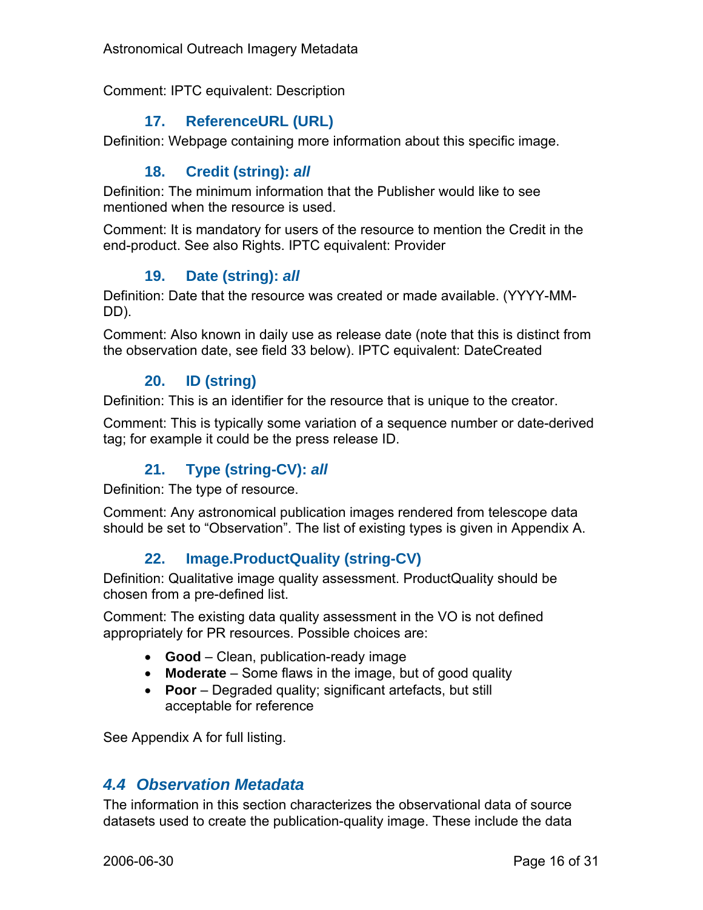Comment: IPTC equivalent: Description

### 17. ReferenceURL (URL)

Definition: Webpage containing more information about this specific image.

### 18. Credit (string): *all*

Definition: The minimum information that the Publisher would like to see mentioned when the resource is used.

Comment: It is mandatory for users of the resource to mention the Credit in the end-product. See also Rights. IPTC equivalent: Provider

### 19. Date (string): *all*

Definition: Date that the resource was created or made available. (YYYY-MM-DD).

Comment: Also known in daily use as release date (note that this is distinct from the observation date, see field 33 below). IPTC equivalent: DateCreated

### 20. ID (string)

Definition: This is an identifier for the resource that is unique to the creator.

Comment: This is typically some variation of a sequence number or date-derived tag; for example it could be the press release ID.

### 21. Type (string-CV): *all*

Definition: The type of resource.

Comment: Any astronomical publication images rendered from telescope data should be set to "Observation". The list of existing types is given in Appendix A.

### 22. Image.ProductQuality (string-CV)

Definition: Qualitative image quality assessment. ProductQuality should be chosen from a pre-defined list.

Comment: The existing data quality assessment in the VO is not defined appropriately for PR resources. Possible choices are:

- **Good** – Clean, publication-ready image
- **Moderate** – Some flaws in the image, but of good quality
- **Poor** – Degraded quality; significant artefacts, but still acceptable for reference

See Appendix A for full listing.

## *4.4 Observation Metadata*

The information in this section characterizes the observational data of source datasets used to create the publication-quality image. These include the data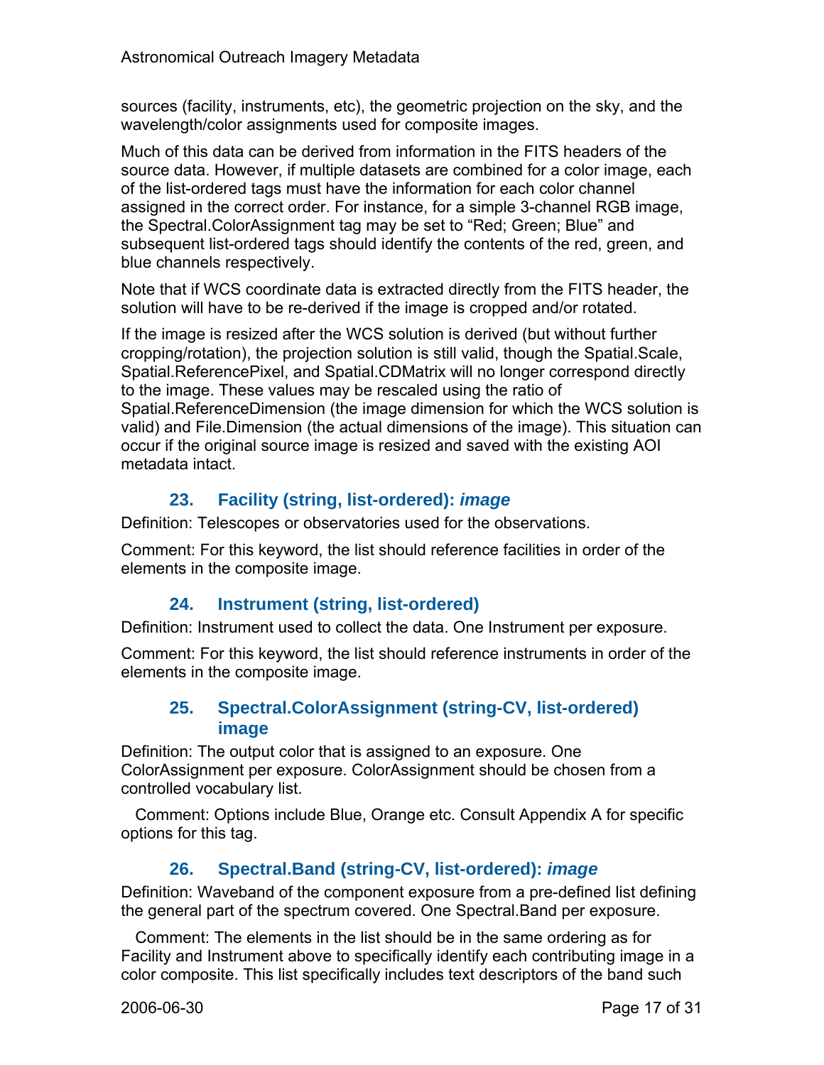sources (facility, instruments, etc), the geometric projection on the sky, and the wavelength/color assignments used for composite images.

Much of this data can be derived from information in the FITS headers of the source data. However, if multiple datasets are combined for a color image, each of the list-ordered tags must have the information for each color channel assigned in the correct order. For instance, for a simple 3-channel RGB image, the Spectral.ColorAssignment tag may be set to “Red; Green; Blue” and subsequent list-ordered tags should identify the contents of the red, green, and blue channels respectively.

Note that if WCS coordinate data is extracted directly from the FITS header, the solution will have to be re-derived if the image is cropped and/or rotated.

If the image is resized after the WCS solution is derived (but without further cropping/rotation), the projection solution is still valid, though the Spatial.Scale, Spatial.ReferencePixel, and Spatial.CDMatrix will no longer correspond directly to the image. These values may be rescaled using the ratio of Spatial.ReferenceDimension (the image dimension for which the WCS solution is valid) and File.Dimension (the actual dimensions of the image). This situation can occur if the original source image is resized and saved with the existing AOI metadata intact.

### 23. Facility (string, list-ordered): *image*

Definition: Telescopes or observatories used for the observations.

Comment: For this keyword, the list should reference facilities in order of the elements in the composite image.

### 24. Instrument (string, list-ordered)

Definition: Instrument used to collect the data. One Instrument per exposure.

Comment: For this keyword, the list should reference instruments in order of the elements in the composite image.

### 25. Spectral.ColorAssignment (string-CV, list-ordered) image

Definition: The output color that is assigned to an exposure. One ColorAssignment per exposure. ColorAssignment should be chosen from a controlled vocabulary list.

Comment: Options include Blue, Orange etc. Consult Appendix A for specific options for this tag.

### 26. Spectral.Band (string-CV, list-ordered): *image*

Definition: Waveband of the component exposure from a pre-defined list defining the general part of the spectrum covered. One Spectral.Band per exposure.

Comment: The elements in the list should be in the same ordering as for Facility and Instrument above to specifically identify each contributing image in a color composite. This list specifically includes text descriptors of the band such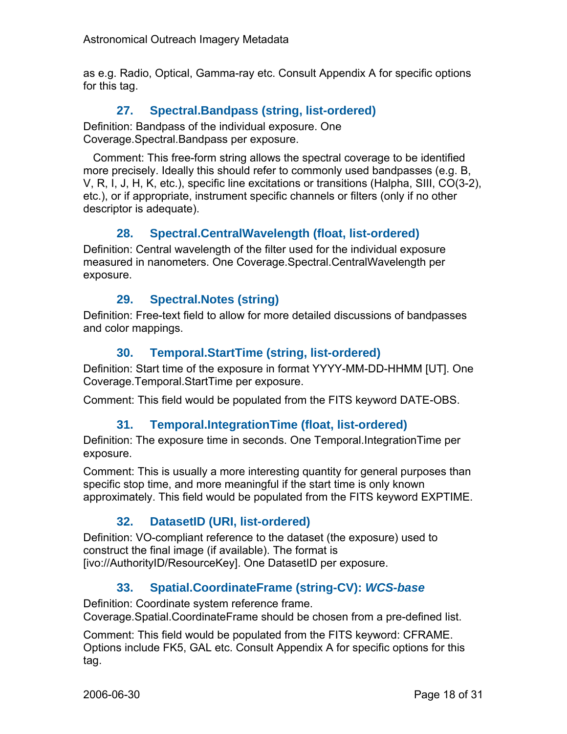as e.g. Radio, Optical, Gamma-ray etc. Consult Appendix A for specific options for this tag.

### 27. Spectral.Bandpass (string, list-ordered)

Definition: Bandpass of the individual exposure. One Coverage.Spectral.Bandpass per exposure.

Comment: This free-form string allows the spectral coverage to be identified more precisely. Ideally this should refer to commonly used bandpasses (e.g. B, V, R, I, J, H, K, etc.), specific line excitations or transitions (Halpha, SIII, CO(3-2), etc.), or if appropriate, instrument specific channels or filters (only if no other descriptor is adequate).

### 28. Spectral.CentralWavelength (float, list-ordered)

Definition: Central wavelength of the filter used for the individual exposure measured in nanometers. One Coverage.Spectral.CentralWavelength per exposure.

### 29. Spectral.Notes (string)

Definition: Free-text field to allow for more detailed discussions of bandpasses and color mappings.

### 30. Temporal.StartTime (string, list-ordered)

Definition: Start time of the exposure in format YYYY-MM-DD-HHMM [UT]. One Coverage.Temporal.StartTime per exposure.

Comment: This field would be populated from the FITS keyword DATE-OBS.

### 31. Temporal.IntegrationTime (float, list-ordered)

Definition: The exposure time in seconds. One Temporal.IntegrationTime per exposure.

Comment: This is usually a more interesting quantity for general purposes than specific stop time, and more meaningful if the start time is only known approximately. This field would be populated from the FITS keyword EXPTIME.

### 32. DatasetID (URI, list-ordered)

Definition: VO-compliant reference to the dataset (the exposure) used to construct the final image (if available). The format is [ivo://AuthorityID/ResourceKey]. One DatasetID per exposure.

### 33. Spatial.CoordinateFrame (string-CV): *WCS-base*

Definition: Coordinate system reference frame. Coverage.Spatial.CoordinateFrame should be chosen from a pre-defined list.

Comment: This field would be populated from the FITS keyword: CFRAME. Options include FK5, GAL etc. Consult Appendix A for specific options for this tag.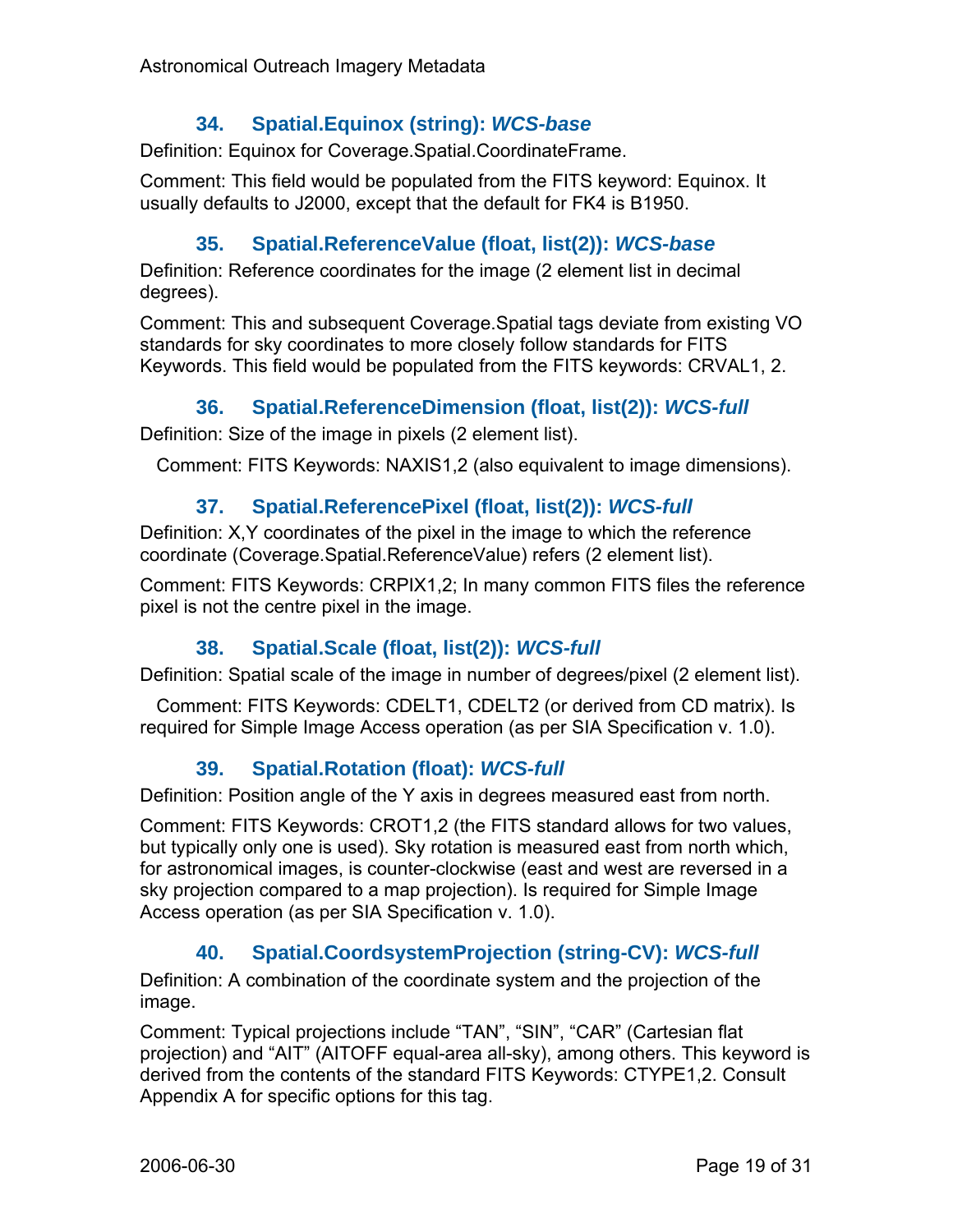### 34. Spatial.Equinox (string): *WCS-base*

Definition: Equinox for Coverage.Spatial.CoordinateFrame.

Comment: This field would be populated from the FITS keyword: Equinox. It usually defaults to J2000, except that the default for FK4 is B1950.

### 35. Spatial.ReferenceValue (float, list(2)): *WCS-base*

Definition: Reference coordinates for the image (2 element list in decimal degrees).

Comment: This and subsequent Coverage.Spatial tags deviate from existing VO standards for sky coordinates to more closely follow standards for FITS Keywords. This field would be populated from the FITS keywords: CRVAL1, 2.

### 36. Spatial.ReferenceDimension (float, list(2)): *WCS-full*

Definition: Size of the image in pixels (2 element list).

Comment: FITS Keywords: NAXIS1,2 (also equivalent to image dimensions).

### 37. Spatial.ReferencePixel (float, list(2)): *WCS-full*

Definition: X,Y coordinates of the pixel in the image to which the reference coordinate (Coverage.Spatial.ReferenceValue) refers (2 element list).

Comment: FITS Keywords: CRPIX1,2; In many common FITS files the reference pixel is not the centre pixel in the image.

### 38. Spatial.Scale (float, list(2)): *WCS-full*

Definition: Spatial scale of the image in number of degrees/pixel (2 element list).

Comment: FITS Keywords: CDELT1, CDELT2 (or derived from CD matrix). Is required for Simple Image Access operation (as per SIA Specification v. 1.0).

### 39. Spatial.Rotation (float): *WCS-full*

Definition: Position angle of the Y axis in degrees measured east from north.

Comment: FITS Keywords: CROT1,2 (the FITS standard allows for two values, but typically only one is used). Sky rotation is measured east from north which, for astronomical images, is counter-clockwise (east and west are reversed in a sky projection compared to a map projection). Is required for Simple Image Access operation (as per SIA Specification v. 1.0).

### 40. Spatial.CoordsystemProjection (string-CV): *WCS-full*

Definition: A combination of the coordinate system and the projection of the image.

Comment: Typical projections include “TAN”, “SIN”, “CAR” (Cartesian flat projection) and “AIT” (AITOFF equal-area all-sky), among others. This keyword is derived from the contents of the standard FITS Keywords: CTYPE1,2. Consult Appendix A for specific options for this tag.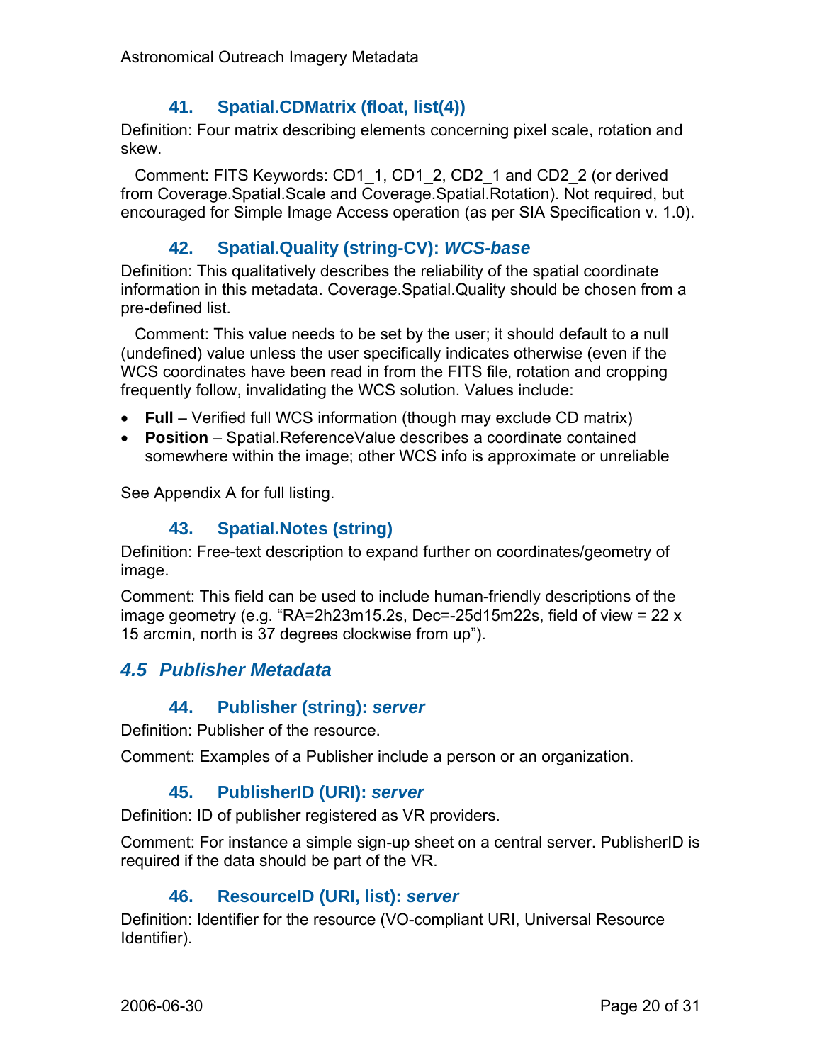### 41. Spatial.CDMatrix (float, list(4))

Definition: Four matrix describing elements concerning pixel scale, rotation and skew.

Comment: FITS Keywords: CD1_1, CD1_2, CD2_1 and CD2_2 (or derived from Coverage.Spatial.Scale and Coverage.Spatial.Rotation). Not required, but encouraged for Simple Image Access operation (as per SIA Specification v. 1.0).

### 42. Spatial.Quality (string-CV): *WCS-base*

Definition: This qualitatively describes the reliability of the spatial coordinate information in this metadata. Coverage.Spatial.Quality should be chosen from a pre-defined list.

Comment: This value needs to be set by the user; it should default to a null (undefined) value unless the user specifically indicates otherwise (even if the WCS coordinates have been read in from the FITS file, rotation and cropping frequently follow, invalidating the WCS solution. Values include:

- **Full** – Verified full WCS information (though may exclude CD matrix)
- **Position** – Spatial.ReferenceValue describes a coordinate contained somewhere within the image; other WCS info is approximate or unreliable

See Appendix A for full listing.

### 43. Spatial.Notes (string)

Definition: Free-text description to expand further on coordinates/geometry of image.

Comment: This field can be used to include human-friendly descriptions of the image geometry (e.g. “RA=2h23m15.2s, Dec=-25d15m22s, field of view = 22 x 15 arcmin, north is 37 degrees clockwise from up”).

## *4.5 Publisher Metadata*

### 44. Publisher (string): *server*

Definition: Publisher of the resource.

Comment: Examples of a Publisher include a person or an organization.

### 45. PublisherID (URI): *server*

Definition: ID of publisher registered as VR providers.

Comment: For instance a simple sign-up sheet on a central server. PublisherID is required if the data should be part of the VR.

### 46. ResourceID (URI, list): *server*

Definition: Identifier for the resource (VO-compliant URI, Universal Resource Identifier).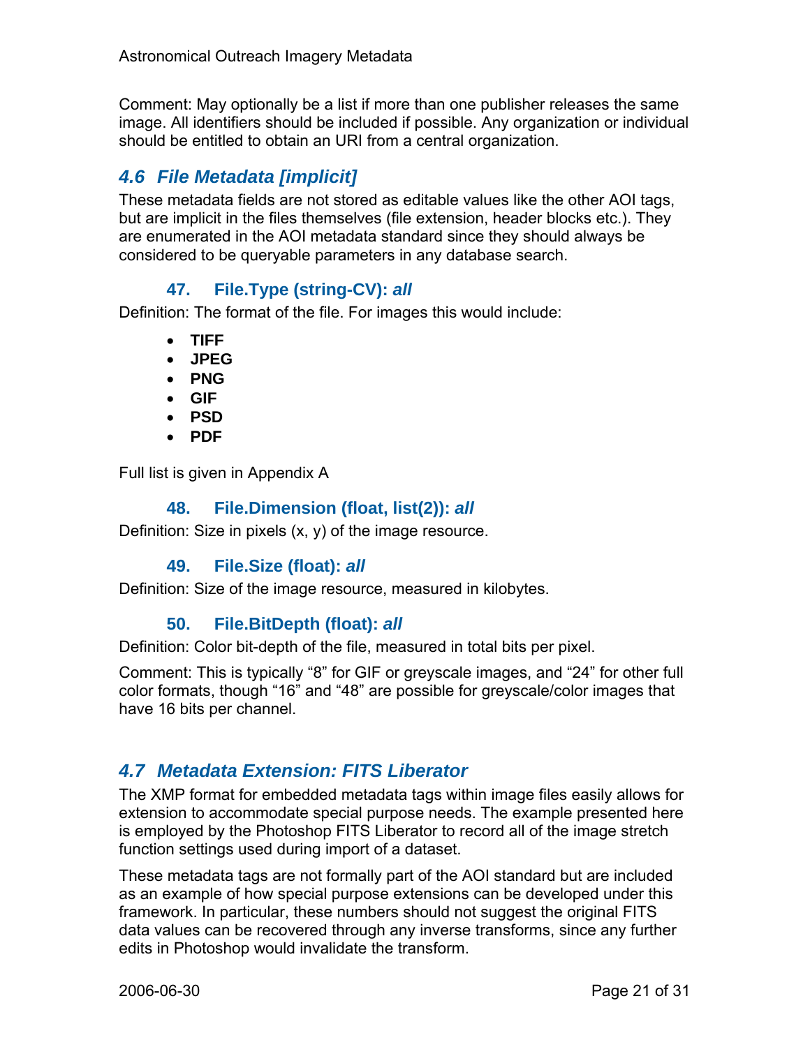Comment: May optionally be a list if more than one publisher releases the same image. All identifiers should be included if possible. Any organization or individual should be entitled to obtain an URI from a central organization.

## *4.6 File Metadata [implicit]*

These metadata fields are not stored as editable values like the other AOI tags, but are implicit in the files themselves (file extension, header blocks etc.). They are enumerated in the AOI metadata standard since they should always be considered to be queryable parameters in any database search.

### 47. File.Type (string-CV): *all*

Definition: The format of the file. For images this would include:

- **TIFF**
- **JPEG**
- **PNG**
- **GIF**
- **PSD**
- **PDF**

Full list is given in Appendix A

### 48. File.Dimension (float, list(2)): *all*

Definition: Size in pixels (x, y) of the image resource.

### 49. File.Size (float): *all*

Definition: Size of the image resource, measured in kilobytes.

### 50. File.BitDepth (float): *all*

Definition: Color bit-depth of the file, measured in total bits per pixel.

Comment: This is typically “8” for GIF or greyscale images, and “24” for other full color formats, though “16” and “48” are possible for greyscale/color images that have 16 bits per channel.

## *4.7 Metadata Extension: FITS Liberator*

The XMP format for embedded metadata tags within image files easily allows for extension to accommodate special purpose needs. The example presented here is employed by the Photoshop FITS Liberator to record all of the image stretch function settings used during import of a dataset.

These metadata tags are not formally part of the AOI standard but are included as an example of how special purpose extensions can be developed under this framework. In particular, these numbers should not suggest the original FITS data values can be recovered through any inverse transforms, since any further edits in Photoshop would invalidate the transform.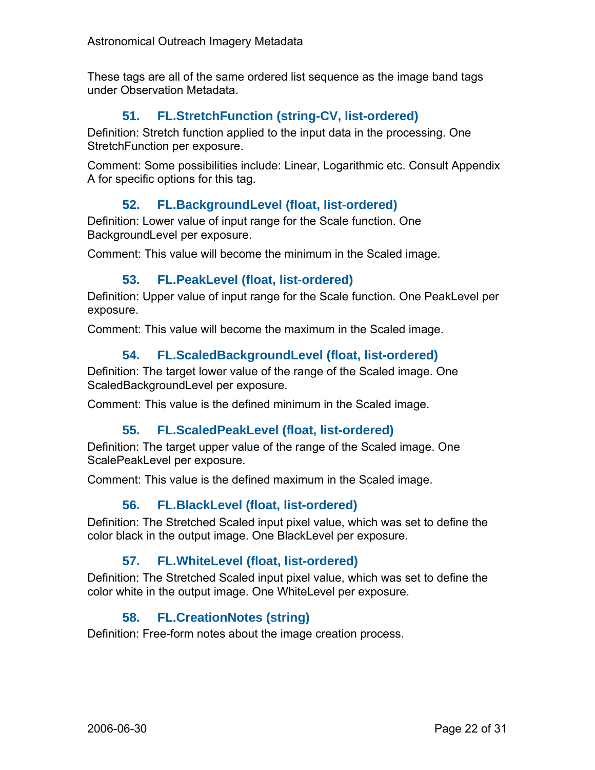These tags are all of the same ordered list sequence as the image band tags under Observation Metadata.

### 51. FL.StretchFunction (string-CV, list-ordered)

Definition: Stretch function applied to the input data in the processing. One StretchFunction per exposure.

Comment: Some possibilities include: Linear, Logarithmic etc. Consult Appendix A for specific options for this tag.

### 52. FL.BackgroundLevel (float, list-ordered)

Definition: Lower value of input range for the Scale function. One BackgroundLevel per exposure.

Comment: This value will become the minimum in the Scaled image.

### 53. FL.PeakLevel (float, list-ordered)

Definition: Upper value of input range for the Scale function. One PeakLevel per exposure.

Comment: This value will become the maximum in the Scaled image.

### 54. FL.ScaledBackgroundLevel (float, list-ordered)

Definition: The target lower value of the range of the Scaled image. One ScaledBackgroundLevel per exposure.

Comment: This value is the defined minimum in the Scaled image.

### 55. FL.ScaledPeakLevel (float, list-ordered)

Definition: The target upper value of the range of the Scaled image. One ScalePeakLevel per exposure.

Comment: This value is the defined maximum in the Scaled image.

### 56. FL.BlackLevel (float, list-ordered)

Definition: The Stretched Scaled input pixel value, which was set to define the color black in the output image. One BlackLevel per exposure.

### 57. FL.WhiteLevel (float, list-ordered)

Definition: The Stretched Scaled input pixel value, which was set to define the color white in the output image. One WhiteLevel per exposure.

### 58. FL.CreationNotes (string)

Definition: Free-form notes about the image creation process.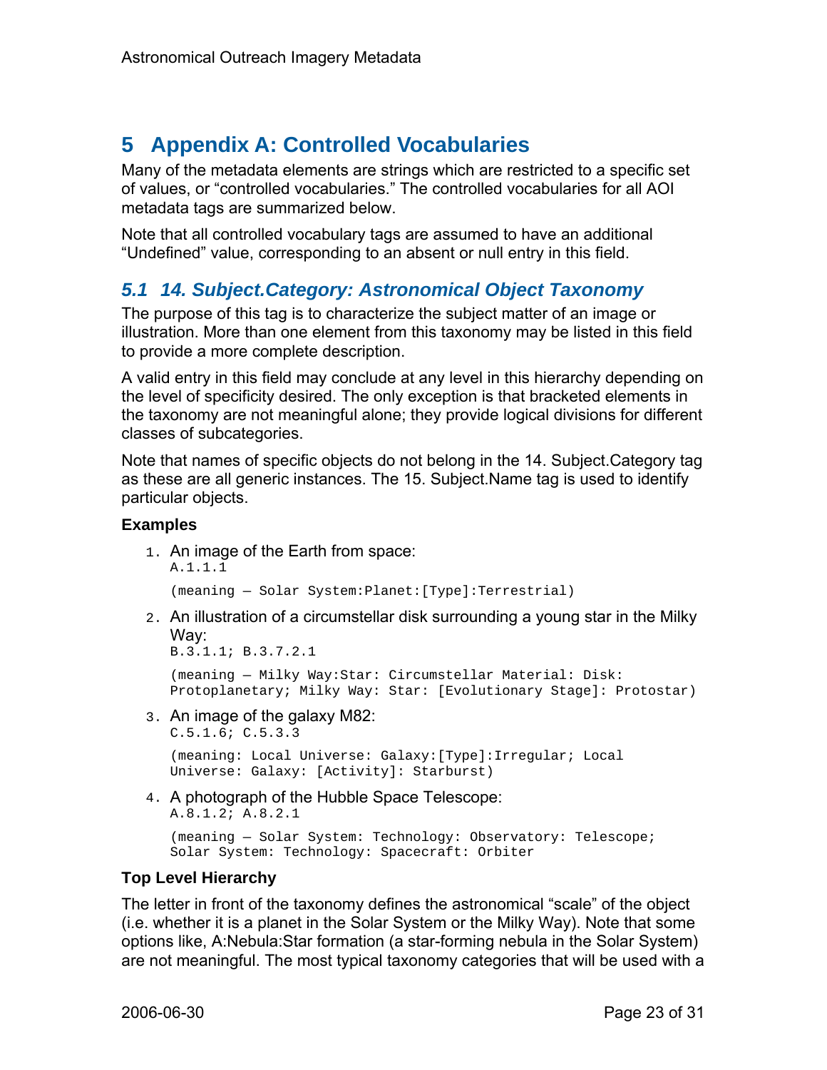# 5 Appendix A: Controlled Vocabularies

Many of the metadata elements are strings which are restricted to a specific set of values, or "controlled vocabularies." The controlled vocabularies for all AOI metadata tags are summarized below.

Note that all controlled vocabulary tags are assumed to have an additional "Undefined" value, corresponding to an absent or null entry in this field.

## *5.1 14. Subject.Category: Astronomical Object Taxonomy*

The purpose of this tag is to characterize the subject matter of an image or illustration. More than one element from this taxonomy may be listed in this field to provide a more complete description.

A valid entry in this field may conclude at any level in this hierarchy depending on the level of specificity desired. The only exception is that bracketed elements in the taxonomy are not meaningful alone; they provide logical divisions for different classes of subcategories.

Note that names of specific objects do not belong in the 14. Subject.Category tag as these are all generic instances. The 15. Subject.Name tag is used to identify particular objects.

### Examples

1. An image of the Earth from space:
   `A.1.1.1`

   `(meaning — Solar System:Planet:[Type]:Terrestrial)`

2. An illustration of a circumstellar disk surrounding a young star in the Milky Way:
   `B.3.1.1; B.3.7.2.1`

   `(meaning — Milky Way:Star: Circumstellar Material: Disk: Protoplanetary; Milky Way: Star: [Evolutionary Stage]: Protostar)`

3. An image of the galaxy M82:
   `C.5.1.6; C.5.3.3`

   `(meaning: Local Universe: Galaxy:[Type]:Irregular; Local Universe: Galaxy: [Activity]: Starburst)`

4. A photograph of the Hubble Space Telescope:
   `A.8.1.2; A.8.2.1`

   `(meaning — Solar System: Technology: Observatory: Telescope; Solar System: Technology: Spacecraft: Orbiter`

### Top Level Hierarchy

The letter in front of the taxonomy defines the astronomical "scale" of the object (i.e. whether it is a planet in the Solar System or the Milky Way). Note that some options like, A:Nebula:Star formation (a star-forming nebula in the Solar System) are not meaningful. The most typical taxonomy categories that will be used with a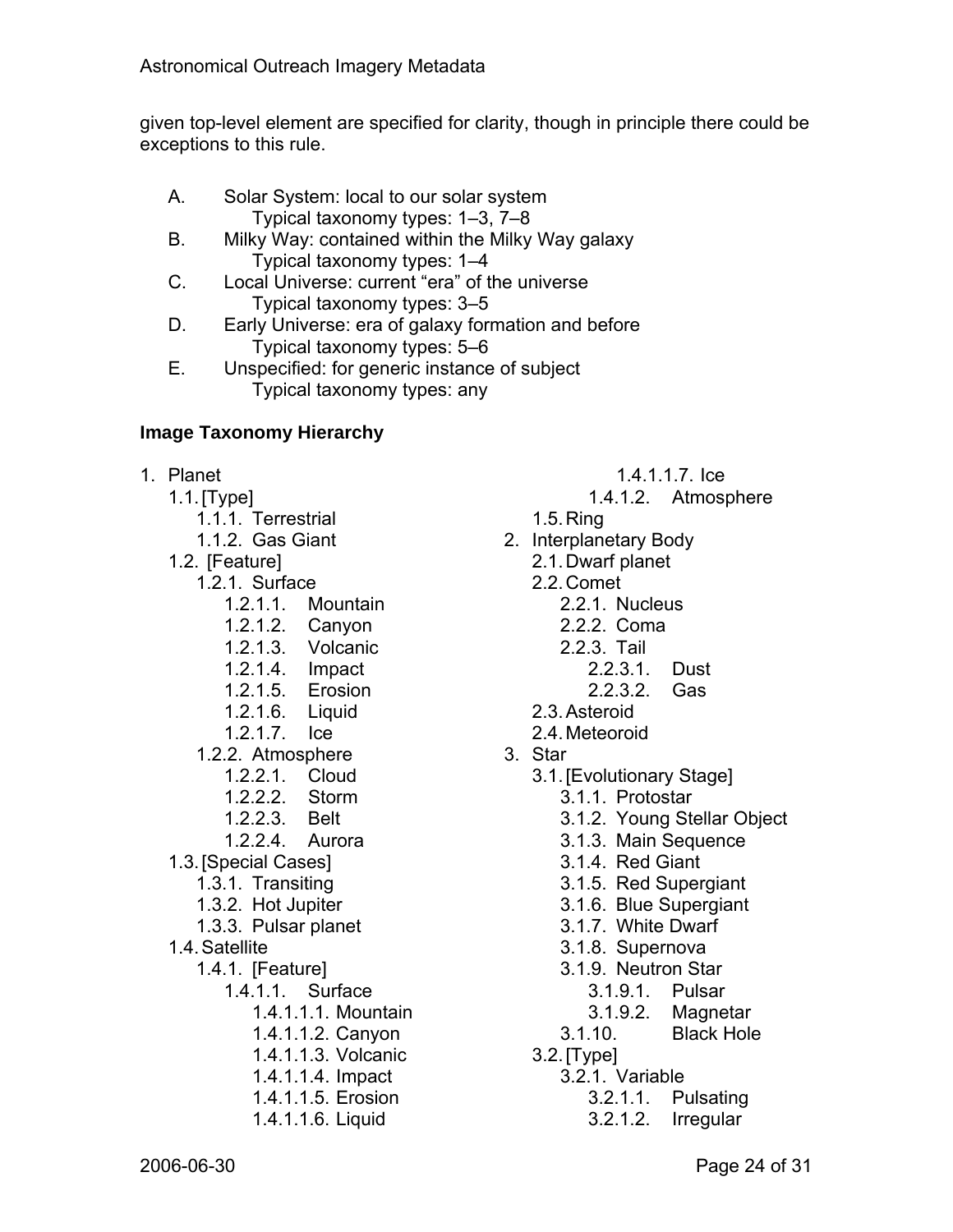given top-level element are specified for clarity, though in principle there could be exceptions to this rule.

A. Solar System: local to our solar system
   Typical taxonomy types: 1–3, 7–8
B. Milky Way: contained within the Milky Way galaxy
   Typical taxonomy types: 1–4
C. Local Universe: current "era" of the universe
   Typical taxonomy types: 3–5
D. Early Universe: era of galaxy formation and before
   Typical taxonomy types: 5–6
E. Unspecified: for generic instance of subject
   Typical taxonomy types: any

**Image Taxonomy Hierarchy**

1. Planet
   1.1. [Type]
      1.1.1. Terrestrial
      1.1.2. Gas Giant
   1.2. [Feature]
      1.2.1. Surface
         1.2.1.1. Mountain
         1.2.1.2. Canyon
         1.2.1.3. Volcanic
         1.2.1.4. Impact
         1.2.1.5. Erosion
         1.2.1.6. Liquid
         1.2.1.7. Ice
      1.2.2. Atmosphere
         1.2.2.1. Cloud
         1.2.2.2. Storm
         1.2.2.3. Belt
         1.2.2.4. Aurora
   1.3. [Special Cases]
      1.3.1. Transiting
      1.3.2. Hot Jupiter
      1.3.3. Pulsar planet
   1.4. Satellite
      1.4.1. [Feature]
         1.4.1.1. Surface
            1.4.1.1.1. Mountain
            1.4.1.1.2. Canyon
            1.4.1.1.3. Volcanic
            1.4.1.1.4. Impact
            1.4.1.1.5. Erosion
            1.4.1.1.6. Liquid
            1.4.1.1.7. Ice
         1.4.1.2. Atmosphere
   1.5. Ring
2. Interplanetary Body
   2.1. Dwarf planet
   2.2. Comet
      2.2.1. Nucleus
      2.2.2. Coma
      2.2.3. Tail
         2.2.3.1. Dust
         2.2.3.2. Gas
   2.3. Asteroid
   2.4. Meteoroid
3. Star
   3.1. [Evolutionary Stage]
      3.1.1. Protostar
      3.1.2. Young Stellar Object
      3.1.3. Main Sequence
      3.1.4. Red Giant
      3.1.5. Red Supergiant
      3.1.6. Blue Supergiant
      3.1.7. White Dwarf
      3.1.8. Supernova
      3.1.9. Neutron Star
         3.1.9.1. Pulsar
         3.1.9.2. Magnetar
      3.1.10. Black Hole
   3.2. [Type]
      3.2.1. Variable
         3.2.1.1. Pulsating
         3.2.1.2. Irregular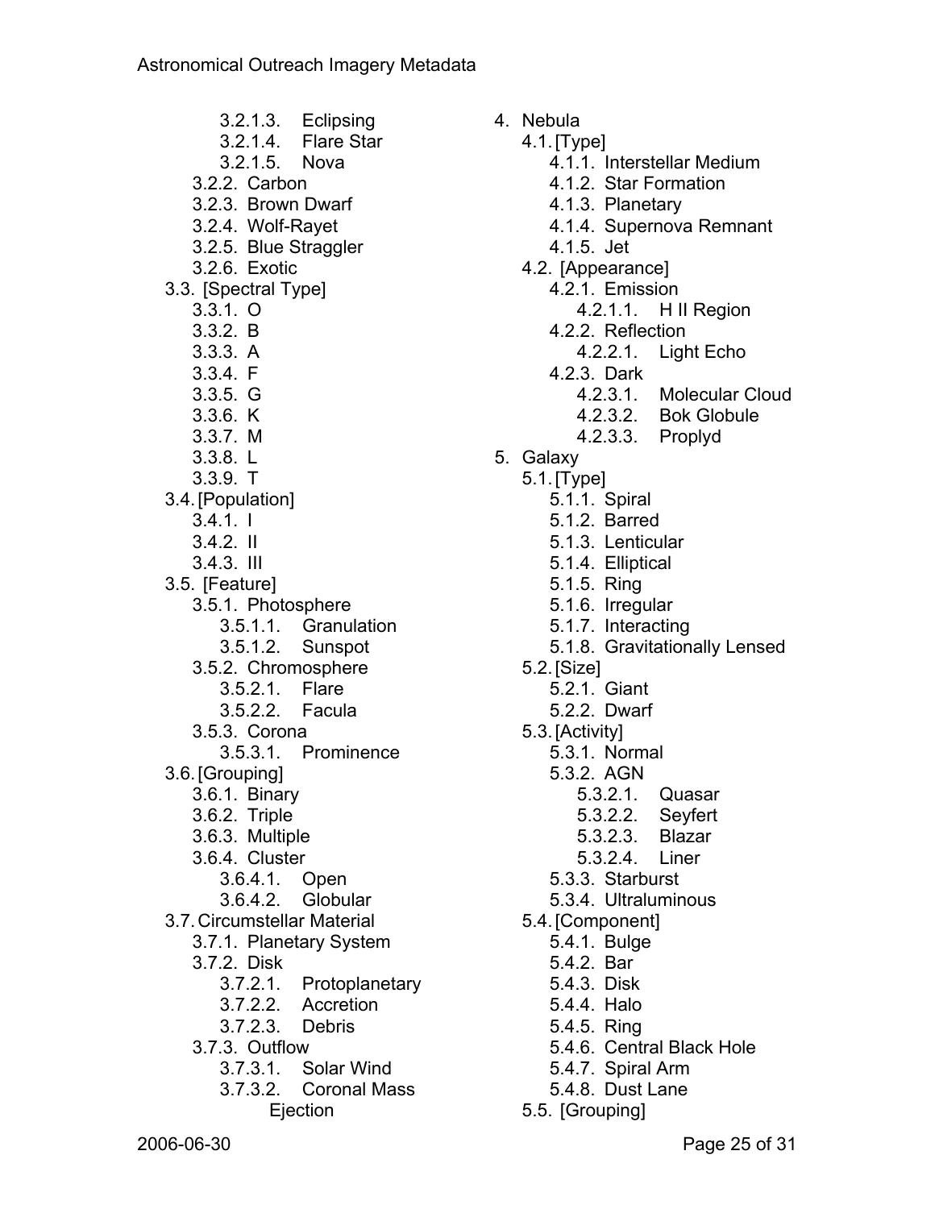- 3.2.1.3. Eclipsing
- 3.2.1.4. Flare Star
- 3.2.1.5. Nova
- 3.2.2. Carbon
- 3.2.3. Brown Dwarf
- 3.2.4. Wolf-Rayet
- 3.2.5. Blue Straggler
- 3.2.6. Exotic
- 3.3. [Spectral Type]
  - 3.3.1. O
  - 3.3.2. B
  - 3.3.3. A
  - 3.3.4. F
  - 3.3.5. G
  - 3.3.6. K
  - 3.3.7. M
  - 3.3.8. L
  - 3.3.9. T
- 3.4. [Population]
  - 3.4.1. I
  - 3.4.2. II
  - 3.4.3. III
- 3.5. [Feature]
  - 3.5.1. Photosphere
    - 3.5.1.1. Granulation
    - 3.5.1.2. Sunspot
  - 3.5.2. Chromosphere
    - 3.5.2.1. Flare
    - 3.5.2.2. Facula
  - 3.5.3. Corona
    - 3.5.3.1. Prominence
- 3.6. [Grouping]
  - 3.6.1. Binary
  - 3.6.2. Triple
  - 3.6.3. Multiple
  - 3.6.4. Cluster
    - 3.6.4.1. Open
    - 3.6.4.2. Globular
- 3.7. Circumstellar Material
  - 3.7.1. Planetary System
  - 3.7.2. Disk
    - 3.7.2.1. Protoplanetary
    - 3.7.2.2. Accretion
    - 3.7.2.3. Debris
  - 3.7.3. Outflow
    - 3.7.3.1. Solar Wind
    - 3.7.3.2. Coronal Mass Ejection

4. Nebula
   - 4.1. [Type]
     - 4.1.1. Interstellar Medium
     - 4.1.2. Star Formation
     - 4.1.3. Planetary
     - 4.1.4. Supernova Remnant
     - 4.1.5. Jet
   - 4.2. [Appearance]
     - 4.2.1. Emission
       - 4.2.1.1. H II Region
     - 4.2.2. Reflection
       - 4.2.2.1. Light Echo
     - 4.2.3. Dark
       - 4.2.3.1. Molecular Cloud
       - 4.2.3.2. Bok Globule
       - 4.2.3.3. Proplyd
5. Galaxy
   - 5.1. [Type]
     - 5.1.1. Spiral
     - 5.1.2. Barred
     - 5.1.3. Lenticular
     - 5.1.4. Elliptical
     - 5.1.5. Ring
     - 5.1.6. Irregular
     - 5.1.7. Interacting
     - 5.1.8. Gravitationally Lensed
   - 5.2. [Size]
     - 5.2.1. Giant
     - 5.2.2. Dwarf
   - 5.3. [Activity]
     - 5.3.1. Normal
     - 5.3.2. AGN
       - 5.3.2.1. Quasar
       - 5.3.2.2. Seyfert
       - 5.3.2.3. Blazar
       - 5.3.2.4. Liner
     - 5.3.3. Starburst
     - 5.3.4. Ultraluminous
   - 5.4. [Component]
     - 5.4.1. Bulge
     - 5.4.2. Bar
     - 5.4.3. Disk
     - 5.4.4. Halo
     - 5.4.5. Ring
     - 5.4.6. Central Black Hole
     - 5.4.7. Spiral Arm
     - 5.4.8. Dust Lane
   - 5.5. [Grouping]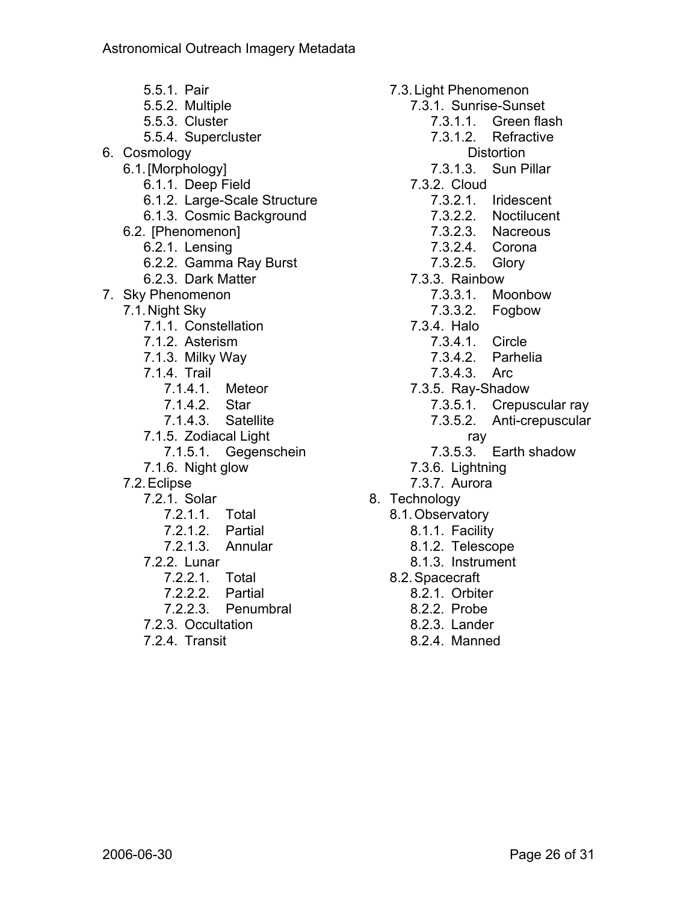- 5.5.1. Pair
- 5.5.2. Multiple
- 5.5.3. Cluster
- 5.5.4. Supercluster

6. Cosmology
   - 6.1. [Morphology]
     - 6.1.1. Deep Field
     - 6.1.2. Large-Scale Structure
     - 6.1.3. Cosmic Background
   - 6.2. [Phenomenon]
     - 6.2.1. Lensing
     - 6.2.2. Gamma Ray Burst
     - 6.2.3. Dark Matter
7. Sky Phenomenon
   - 7.1. Night Sky
     - 7.1.1. Constellation
     - 7.1.2. Asterism
     - 7.1.3. Milky Way
     - 7.1.4. Trail
       - 7.1.4.1. Meteor
       - 7.1.4.2. Star
       - 7.1.4.3. Satellite
     - 7.1.5. Zodiacal Light
       - 7.1.5.1. Gegenschein
     - 7.1.6. Night glow
   - 7.2. Eclipse
     - 7.2.1. Solar
       - 7.2.1.1. Total
       - 7.2.1.2. Partial
       - 7.2.1.3. Annular
     - 7.2.2. Lunar
       - 7.2.2.1. Total
       - 7.2.2.2. Partial
       - 7.2.2.3. Penumbral
     - 7.2.3. Occultation
     - 7.2.4. Transit
   - 7.3. Light Phenomenon
     - 7.3.1. Sunrise-Sunset
       - 7.3.1.1. Green flash
       - 7.3.1.2. Refractive Distortion
       - 7.3.1.3. Sun Pillar
     - 7.3.2. Cloud
       - 7.3.2.1. Iridescent
       - 7.3.2.2. Noctilucent
       - 7.3.2.3. Nacreous
       - 7.3.2.4. Corona
       - 7.3.2.5. Glory
     - 7.3.3. Rainbow
       - 7.3.3.1. Moonbow
       - 7.3.3.2. Fogbow
     - 7.3.4. Halo
       - 7.3.4.1. Circle
       - 7.3.4.2. Parhelia
       - 7.3.4.3. Arc
     - 7.3.5. Ray-Shadow
       - 7.3.5.1. Crepuscular ray
       - 7.3.5.2. Anti-crepuscular ray
       - 7.3.5.3. Earth shadow
     - 7.3.6. Lightning
     - 7.3.7. Aurora
8. Technology
   - 8.1. Observatory
     - 8.1.1. Facility
     - 8.1.2. Telescope
     - 8.1.3. Instrument
   - 8.2. Spacecraft
     - 8.2.1. Orbiter
     - 8.2.2. Probe
     - 8.2.3. Lander
     - 8.2.4. Manned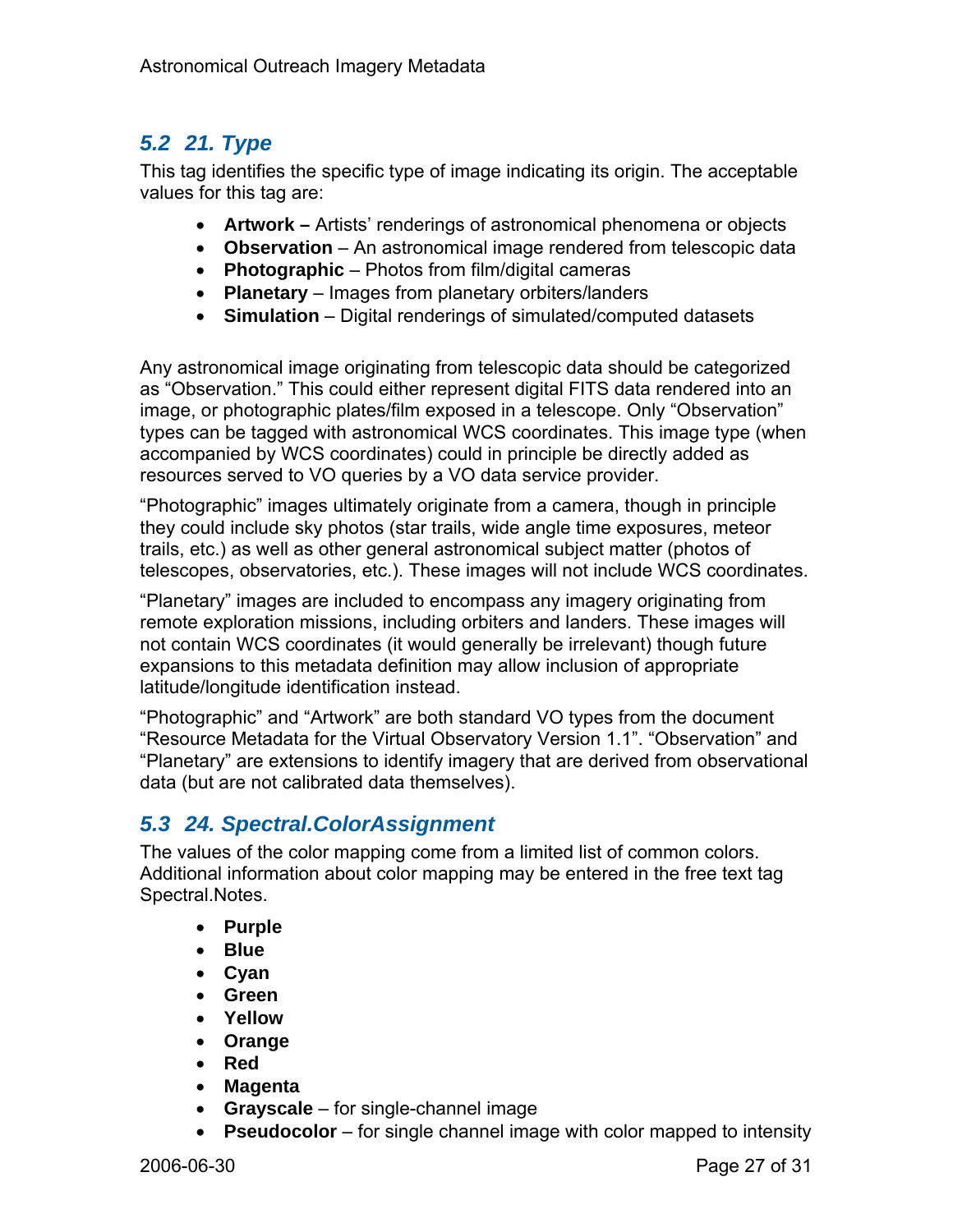## 5.2 21. Type

This tag identifies the specific type of image indicating its origin. The acceptable values for this tag are:

- **Artwork –** Artists' renderings of astronomical phenomena or objects
- **Observation** – An astronomical image rendered from telescopic data
- **Photographic** – Photos from film/digital cameras
- **Planetary** – Images from planetary orbiters/landers
- **Simulation** – Digital renderings of simulated/computed datasets

Any astronomical image originating from telescopic data should be categorized as "Observation." This could either represent digital FITS data rendered into an image, or photographic plates/film exposed in a telescope. Only "Observation" types can be tagged with astronomical WCS coordinates. This image type (when accompanied by WCS coordinates) could in principle be directly added as resources served to VO queries by a VO data service provider.

"Photographic" images ultimately originate from a camera, though in principle they could include sky photos (star trails, wide angle time exposures, meteor trails, etc.) as well as other general astronomical subject matter (photos of telescopes, observatories, etc.). These images will not include WCS coordinates.

"Planetary" images are included to encompass any imagery originating from remote exploration missions, including orbiters and landers. These images will not contain WCS coordinates (it would generally be irrelevant) though future expansions to this metadata definition may allow inclusion of appropriate latitude/longitude identification instead.

"Photographic" and "Artwork" are both standard VO types from the document "Resource Metadata for the Virtual Observatory Version 1.1". "Observation" and "Planetary" are extensions to identify imagery that are derived from observational data (but are not calibrated data themselves).

## 5.3 24. Spectral.ColorAssignment

The values of the color mapping come from a limited list of common colors. Additional information about color mapping may be entered in the free text tag Spectral.Notes.

- **Purple**
- **Blue**
- **Cyan**
- **Green**
- **Yellow**
- **Orange**
- **Red**
- **Magenta**
- **Grayscale** – for single-channel image
- **Pseudocolor** – for single channel image with color mapped to intensity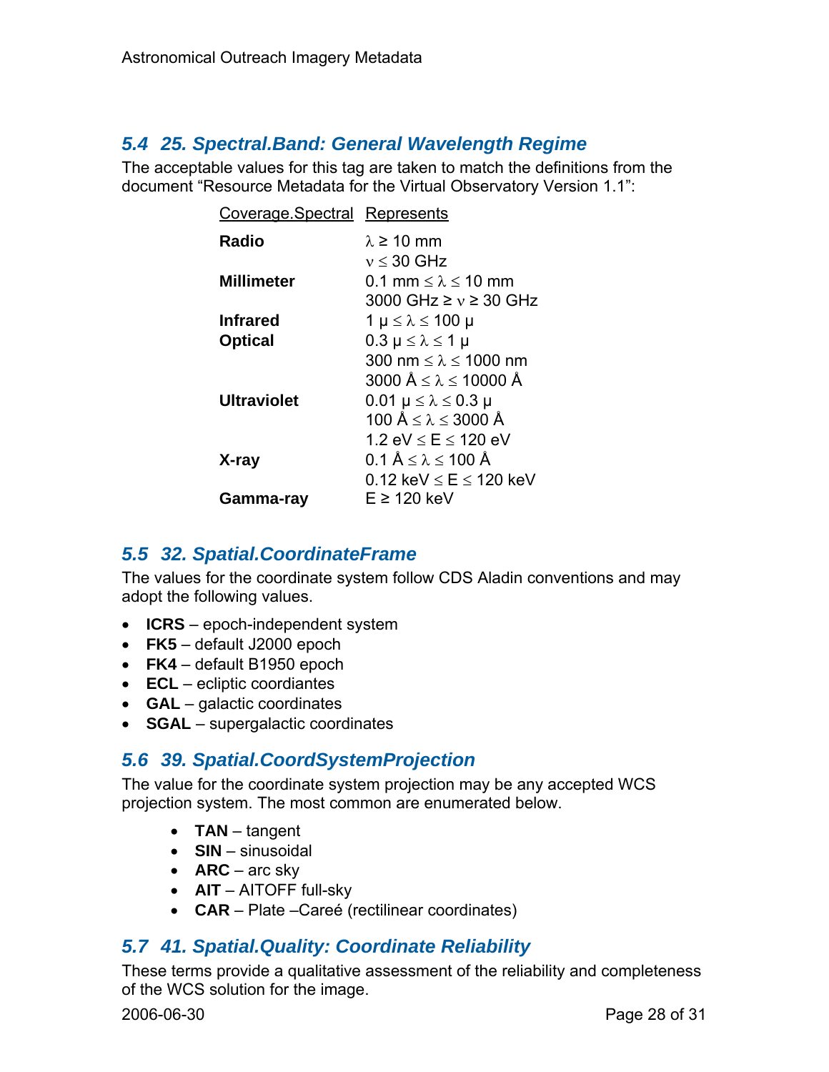## 5.4 25. Spectral.Band: General Wavelength Regime

The acceptable values for this tag are taken to match the definitions from the document "Resource Metadata for the Virtual Observatory Version 1.1":

| Coverage.Spectral | Represents |
|---|---|
| **Radio** | $\lambda \geq 10$ mm<br>$\nu \leq 30$ GHz |
| **Millimeter** | $0.1$ mm $\leq \lambda \leq 10$ mm<br>$3000$ GHz $\geq \nu \geq 30$ GHz |
| **Infrared** | $1\ \mu \leq \lambda \leq 100\ \mu$ |
| **Optical** | $0.3\ \mu \leq \lambda \leq 1\ \mu$<br>$300$ nm $\leq \lambda \leq 1000$ nm<br>$3000$ Å $\leq \lambda \leq 10000$ Å |
| **Ultraviolet** | $0.01\ \mu \leq \lambda \leq 0.3\ \mu$<br>$100$ Å $\leq \lambda \leq 3000$ Å<br>$1.2$ eV $\leq E \leq 120$ eV |
| **X-ray** | $0.1$ Å $\leq \lambda \leq 100$ Å<br>$0.12$ keV $\leq E \leq 120$ keV |
| **Gamma-ray** | $E \geq 120$ keV |

## 5.5 32. Spatial.CoordinateFrame

The values for the coordinate system follow CDS Aladin conventions and may adopt the following values.

- **ICRS** – epoch-independent system
- **FK5** – default J2000 epoch
- **FK4** – default B1950 epoch
- **ECL** – ecliptic coordiantes
- **GAL** – galactic coordinates
- **SGAL** – supergalactic coordinates

## 5.6 39. Spatial.CoordSystemProjection

The value for the coordinate system projection may be any accepted WCS projection system. The most common are enumerated below.

- **TAN** – tangent
- **SIN** – sinusoidal
- **ARC** – arc sky
- **AIT** – AITOFF full-sky
- **CAR** – Plate –Careé (rectilinear coordinates)

## 5.7 41. Spatial.Quality: Coordinate Reliability

These terms provide a qualitative assessment of the reliability and completeness of the WCS solution for the image.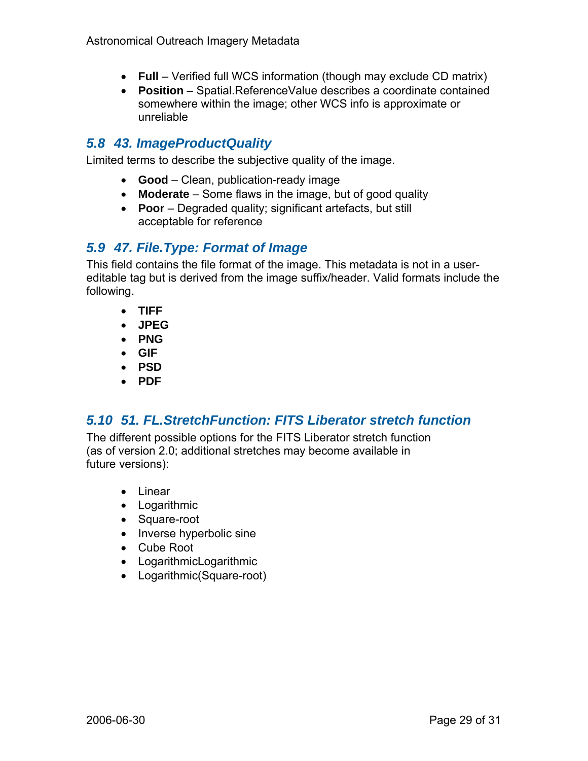- **Full** – Verified full WCS information (though may exclude CD matrix)
- **Position** – Spatial.ReferenceValue describes a coordinate contained somewhere within the image; other WCS info is approximate or unreliable

## 5.8 43. ImageProductQuality

Limited terms to describe the subjective quality of the image.

- **Good** – Clean, publication-ready image
- **Moderate** – Some flaws in the image, but of good quality
- **Poor** – Degraded quality; significant artefacts, but still acceptable for reference

## 5.9 47. File.Type: Format of Image

This field contains the file format of the image. This metadata is not in a user-editable tag but is derived from the image suffix/header. Valid formats include the following.

- **TIFF**
- **JPEG**
- **PNG**
- **GIF**
- **PSD**
- **PDF**

## 5.10 51. FL.StretchFunction: FITS Liberator stretch function

The different possible options for the FITS Liberator stretch function (as of version 2.0; additional stretches may become available in future versions):

- Linear
- Logarithmic
- Square-root
- Inverse hyperbolic sine
- Cube Root
- LogarithmicLogarithmic
- Logarithmic(Square-root)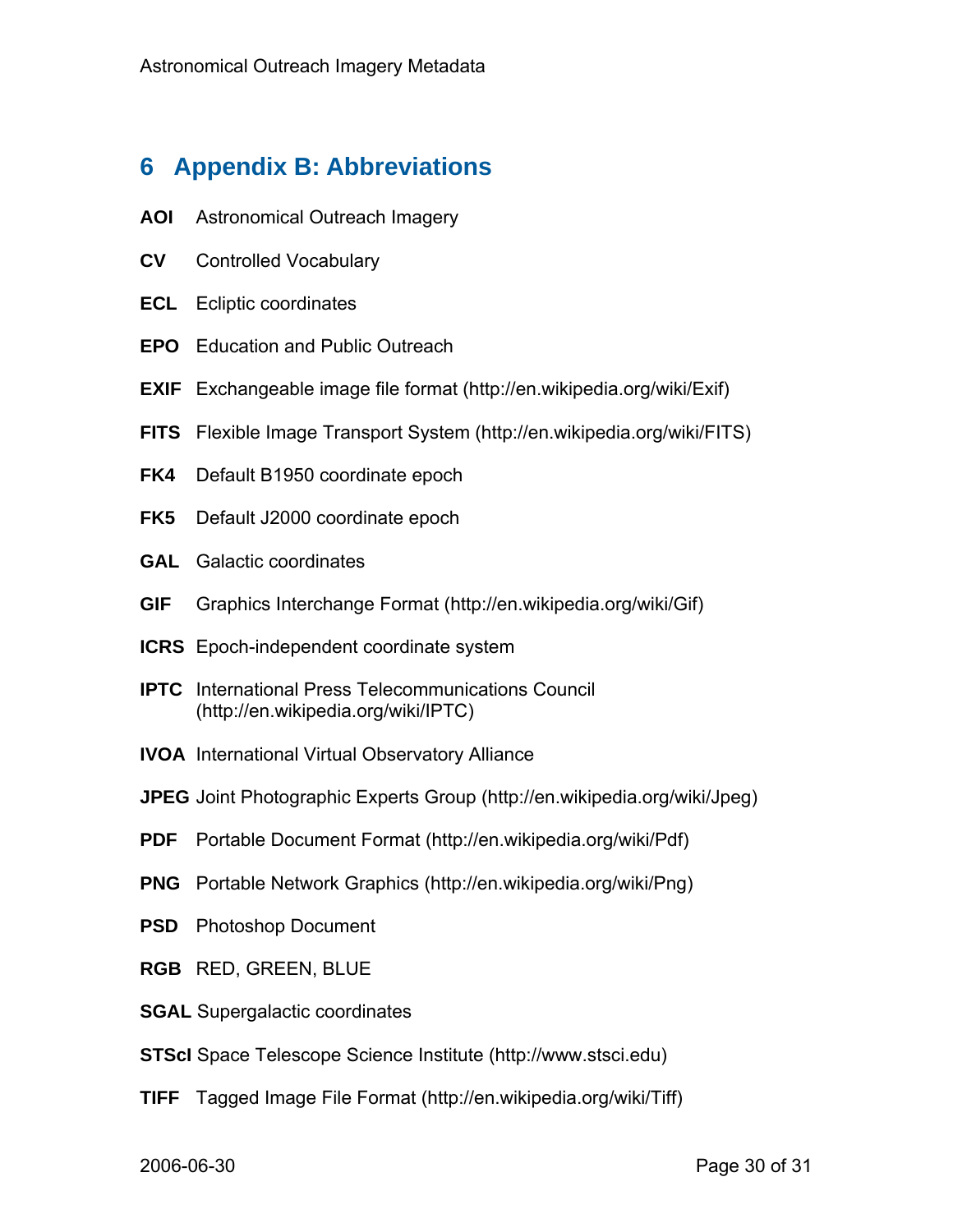# 6 Appendix B: Abbreviations

**AOI** Astronomical Outreach Imagery

**CV** Controlled Vocabulary

**ECL** Ecliptic coordinates

**EPO** Education and Public Outreach

**EXIF** Exchangeable image file format (http://en.wikipedia.org/wiki/Exif)

**FITS** Flexible Image Transport System (http://en.wikipedia.org/wiki/FITS)

**FK4** Default B1950 coordinate epoch

**FK5** Default J2000 coordinate epoch

**GAL** Galactic coordinates

**GIF** Graphics Interchange Format (http://en.wikipedia.org/wiki/Gif)

**ICRS** Epoch-independent coordinate system

**IPTC** International Press Telecommunications Council (http://en.wikipedia.org/wiki/IPTC)

**IVOA** International Virtual Observatory Alliance

**JPEG** Joint Photographic Experts Group (http://en.wikipedia.org/wiki/Jpeg)

**PDF** Portable Document Format (http://en.wikipedia.org/wiki/Pdf)

**PNG** Portable Network Graphics (http://en.wikipedia.org/wiki/Png)

**PSD** Photoshop Document

**RGB** RED, GREEN, BLUE

**SGAL** Supergalactic coordinates

**STScI** Space Telescope Science Institute (http://www.stsci.edu)

**TIFF** Tagged Image File Format (http://en.wikipedia.org/wiki/Tiff)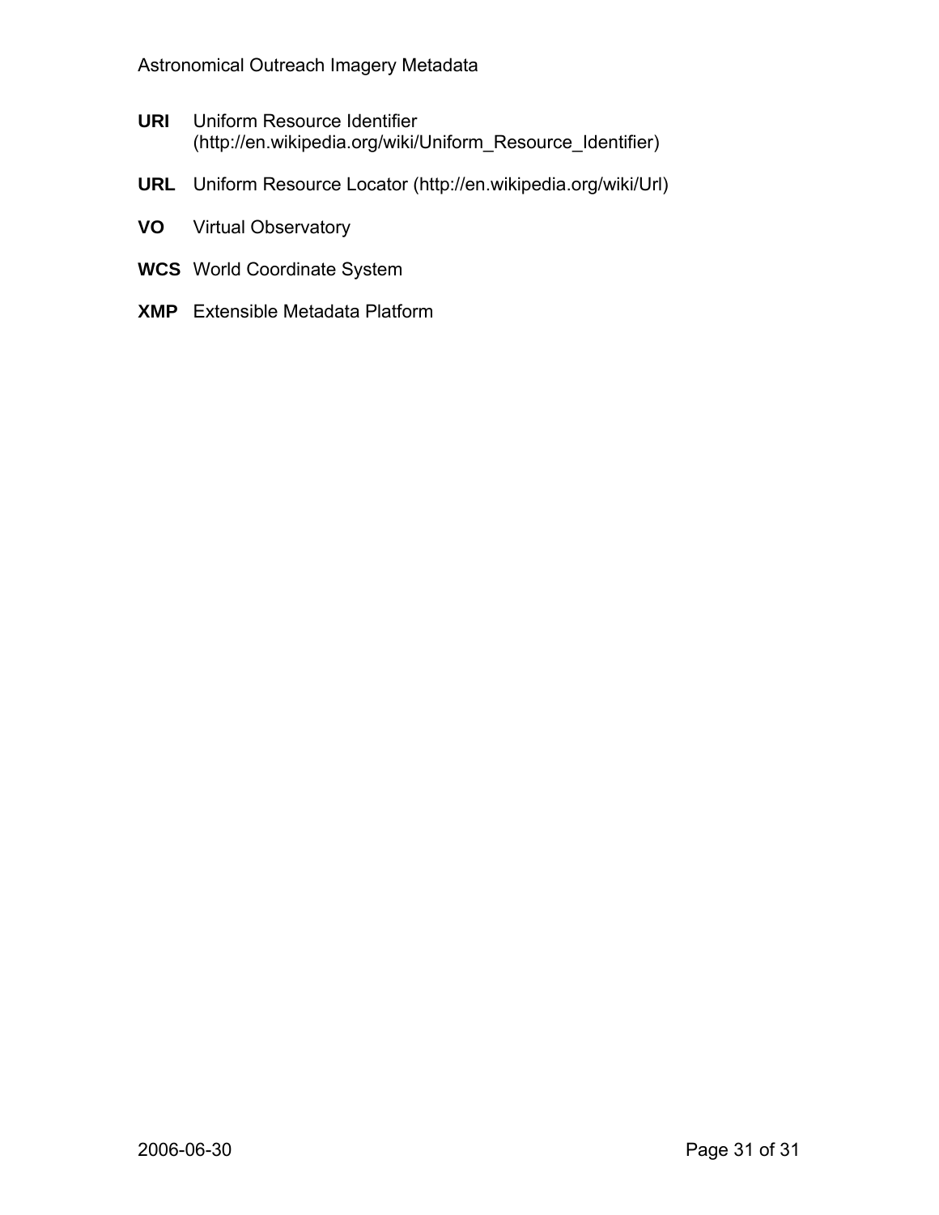**URI** Uniform Resource Identifier (http://en.wikipedia.org/wiki/Uniform_Resource_Identifier)

**URL** Uniform Resource Locator (http://en.wikipedia.org/wiki/Url)

**VO** Virtual Observatory

**WCS** World Coordinate System

**XMP** Extensible Metadata Platform